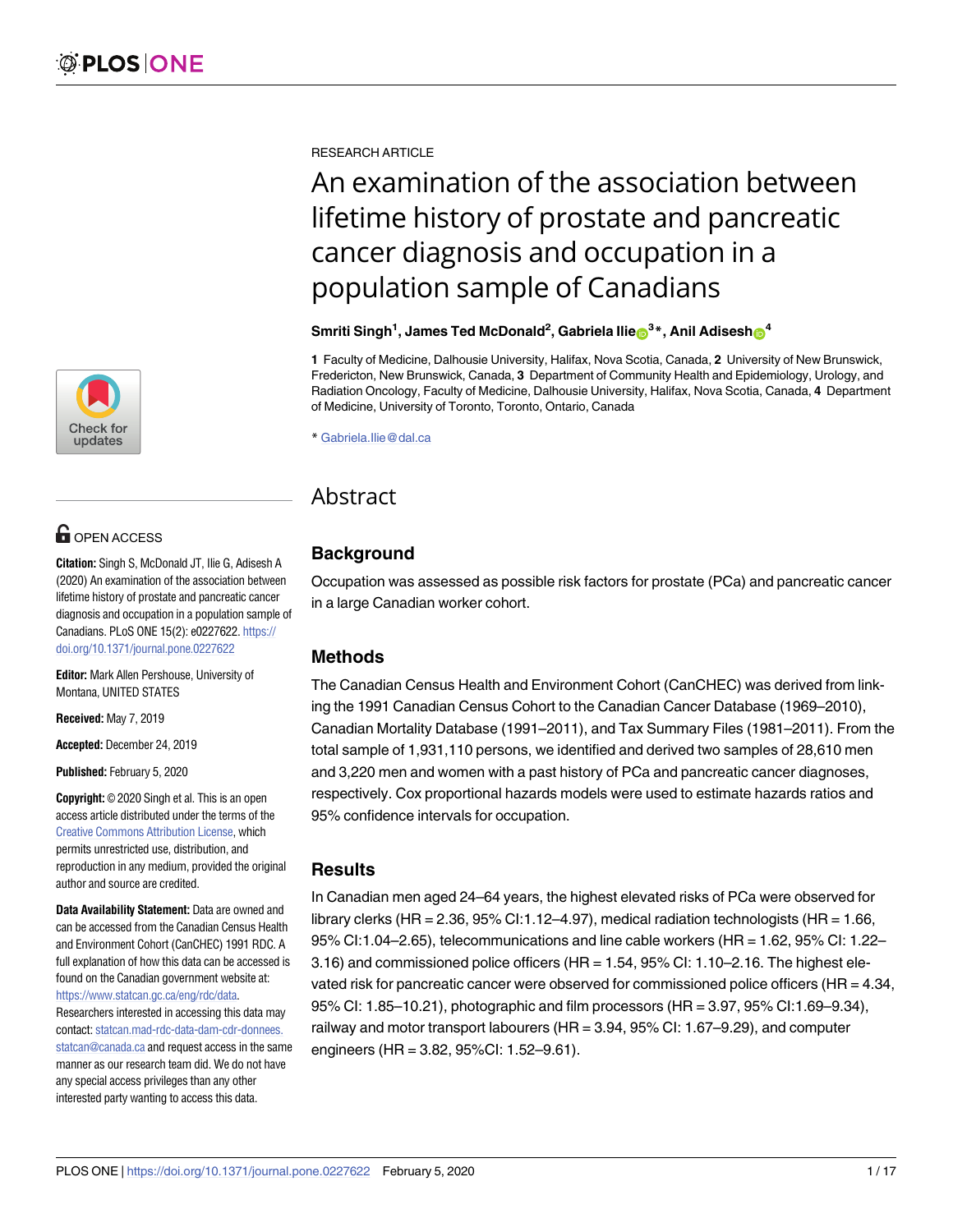RESEARCH ARTICLE

# An examination of the association between lifetime history of prostate and pancreatic cancer diagnosis and occupation in a population sample of Canadians

**Smriti Singh[1], James Ted McDonald[2], Gabriela Ilie[3]\*, Anil Adisesh[4]**

**1** Faculty of Medicine, Dalhousie University, Halifax, Nova Scotia, Canada, **2** University of New Brunswick, Fredericton, New Brunswick, Canada, **3** Department of Community Health and Epidemiology, Urology, and Radiation Oncology, Faculty of Medicine, Dalhousie University, Halifax, Nova Scotia, Canada, **4** Department of Medicine, University of Toronto, Toronto, Ontario, Canada

\* Gabriela.Ilie@dal.ca

OPEN ACCESS

**Citation:** Singh S, McDonald JT, Ilie G, Adisesh A (2020) An examination of the association between lifetime history of prostate and pancreatic cancer diagnosis and occupation in a population sample of Canadians. PLoS ONE 15(2): e0227622. https://doi.org/10.1371/journal.pone.0227622

**Editor:** Mark Allen Pershouse, University of Montana, UNITED STATES

**Received:** May 7, 2019

**Accepted:** December 24, 2019

**Published:** February 5, 2020

**Copyright:** © 2020 Singh et al. This is an open access article distributed under the terms of the Creative Commons Attribution License, which permits unrestricted use, distribution, and reproduction in any medium, provided the original author and source are credited.

**Data Availability Statement:** Data are owned and can be accessed from the Canadian Census Health and Environment Cohort (CanCHEC) 1991 RDC. A full explanation of how this data can be accessed is found on the Canadian government website at: https://www.statcan.gc.ca/eng/rdc/data. Researchers interested in accessing this data may contact: statcan.mad-rdc-data-dam-cdr-donnees.statcan@canada.ca and request access in the same manner as our research team did. We do not have any special access privileges than any other interested party wanting to access this data.

## Abstract

### Background

Occupation was assessed as possible risk factors for prostate (PCa) and pancreatic cancer in a large Canadian worker cohort.

### Methods

The Canadian Census Health and Environment Cohort (CanCHEC) was derived from linking the 1991 Canadian Census Cohort to the Canadian Cancer Database (1969–2010), Canadian Mortality Database (1991–2011), and Tax Summary Files (1981–2011). From the total sample of 1,931,110 persons, we identified and derived two samples of 28,610 men and 3,220 men and women with a past history of PCa and pancreatic cancer diagnoses, respectively. Cox proportional hazards models were used to estimate hazards ratios and 95% confidence intervals for occupation.

### Results

In Canadian men aged 24–64 years, the highest elevated risks of PCa were observed for library clerks (HR = 2.36, 95% CI:1.12–4.97), medical radiation technologists (HR = 1.66, 95% CI:1.04–2.65), telecommunications and line cable workers (HR = 1.62, 95% CI: 1.22–3.16) and commissioned police officers (HR = 1.54, 95% CI: 1.10–2.16. The highest elevated risk for pancreatic cancer were observed for commissioned police officers (HR = 4.34, 95% CI: 1.85–10.21), photographic and film processors (HR = 3.97, 95% CI:1.69–9.34), railway and motor transport labourers (HR = 3.94, 95% CI: 1.67–9.29), and computer engineers (HR = 3.82, 95%CI: 1.52–9.61).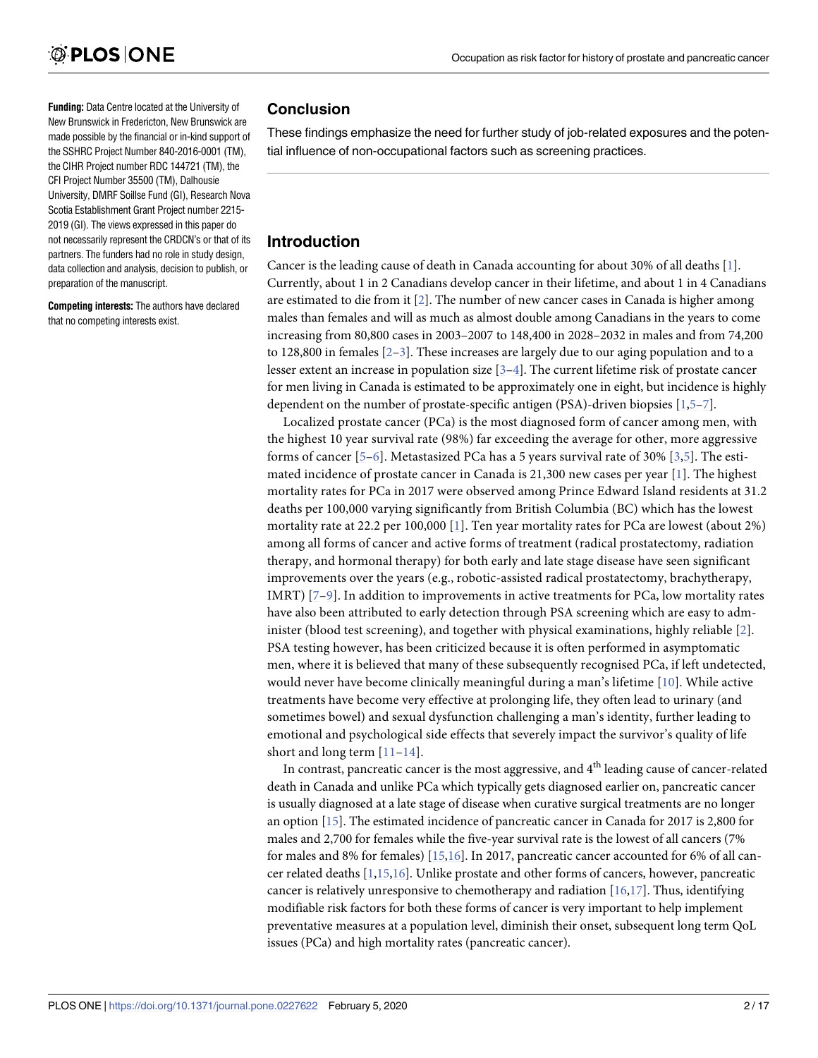**Funding:** Data Centre located at the University of New Brunswick in Fredericton, New Brunswick are made possible by the financial or in-kind support of the SSHRC Project Number 840-2016-0001 (TM), the CIHR Project number RDC 144721 (TM), the CFI Project Number 35500 (TM), Dalhousie University, DMRF Soillse Fund (GI), Research Nova Scotia Establishment Grant Project number 2215-2019 (GI). The views expressed in this paper do not necessarily represent the CRDCN's or that of its partners. The funders had no role in study design, data collection and analysis, decision to publish, or preparation of the manuscript.

**Competing interests:** The authors have declared that no competing interests exist.

## Conclusion

These findings emphasize the need for further study of job-related exposures and the potential influence of non-occupational factors such as screening practices.

## Introduction

Cancer is the leading cause of death in Canada accounting for about 30% of all deaths [1]. Currently, about 1 in 2 Canadians develop cancer in their lifetime, and about 1 in 4 Canadians are estimated to die from it [2]. The number of new cancer cases in Canada is higher among males than females and will as much as almost double among Canadians in the years to come increasing from 80,800 cases in 2003–2007 to 148,400 in 2028–2032 in males and from 74,200 to 128,800 in females [2–3]. These increases are largely due to our aging population and to a lesser extent an increase in population size [3–4]. The current lifetime risk of prostate cancer for men living in Canada is estimated to be approximately one in eight, but incidence is highly dependent on the number of prostate-specific antigen (PSA)-driven biopsies [1,5–7].

Localized prostate cancer (PCa) is the most diagnosed form of cancer among men, with the highest 10 year survival rate (98%) far exceeding the average for other, more aggressive forms of cancer [5–6]. Metastasized PCa has a 5 years survival rate of 30% [3,5]. The estimated incidence of prostate cancer in Canada is 21,300 new cases per year [1]. The highest mortality rates for PCa in 2017 were observed among Prince Edward Island residents at 31.2 deaths per 100,000 varying significantly from British Columbia (BC) which has the lowest mortality rate at 22.2 per 100,000 [1]. Ten year mortality rates for PCa are lowest (about 2%) among all forms of cancer and active forms of treatment (radical prostatectomy, radiation therapy, and hormonal therapy) for both early and late stage disease have seen significant improvements over the years (e.g., robotic-assisted radical prostatectomy, brachytherapy, IMRT) [7–9]. In addition to improvements in active treatments for PCa, low mortality rates have also been attributed to early detection through PSA screening which are easy to administer (blood test screening), and together with physical examinations, highly reliable [2]. PSA testing however, has been criticized because it is often performed in asymptomatic men, where it is believed that many of these subsequently recognised PCa, if left undetected, would never have become clinically meaningful during a man's lifetime [10]. While active treatments have become very effective at prolonging life, they often lead to urinary (and sometimes bowel) and sexual dysfunction challenging a man's identity, further leading to emotional and psychological side effects that severely impact the survivor's quality of life short and long term [11–14].

In contrast, pancreatic cancer is the most aggressive, and 4th leading cause of cancer-related death in Canada and unlike PCa which typically gets diagnosed earlier on, pancreatic cancer is usually diagnosed at a late stage of disease when curative surgical treatments are no longer an option [15]. The estimated incidence of pancreatic cancer in Canada for 2017 is 2,800 for males and 2,700 for females while the five-year survival rate is the lowest of all cancers (7% for males and 8% for females) [15,16]. In 2017, pancreatic cancer accounted for 6% of all cancer related deaths [1,15,16]. Unlike prostate and other forms of cancers, however, pancreatic cancer is relatively unresponsive to chemotherapy and radiation [16,17]. Thus, identifying modifiable risk factors for both these forms of cancer is very important to help implement preventative measures at a population level, diminish their onset, subsequent long term QoL issues (PCa) and high mortality rates (pancreatic cancer).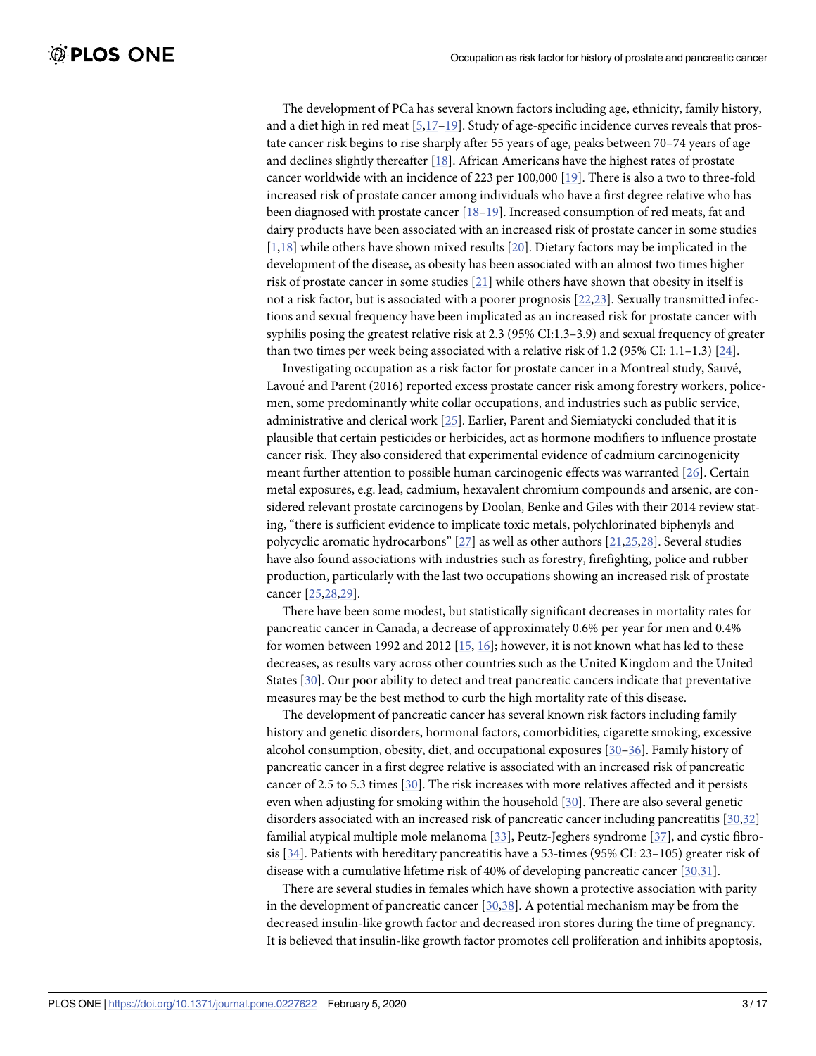The development of PCa has several known factors including age, ethnicity, family history, and a diet high in red meat [5,17–19]. Study of age-specific incidence curves reveals that prostate cancer risk begins to rise sharply after 55 years of age, peaks between 70–74 years of age and declines slightly thereafter [18]. African Americans have the highest rates of prostate cancer worldwide with an incidence of 223 per 100,000 [19]. There is also a two to three-fold increased risk of prostate cancer among individuals who have a first degree relative who has been diagnosed with prostate cancer [18–19]. Increased consumption of red meats, fat and dairy products have been associated with an increased risk of prostate cancer in some studies [1,18] while others have shown mixed results [20]. Dietary factors may be implicated in the development of the disease, as obesity has been associated with an almost two times higher risk of prostate cancer in some studies [21] while others have shown that obesity in itself is not a risk factor, but is associated with a poorer prognosis [22,23]. Sexually transmitted infections and sexual frequency have been implicated as an increased risk for prostate cancer with syphilis posing the greatest relative risk at 2.3 (95% CI:1.3–3.9) and sexual frequency of greater than two times per week being associated with a relative risk of 1.2 (95% CI: 1.1–1.3) [24].

Investigating occupation as a risk factor for prostate cancer in a Montreal study, Sauvé, Lavoué and Parent (2016) reported excess prostate cancer risk among forestry workers, policemen, some predominantly white collar occupations, and industries such as public service, administrative and clerical work [25]. Earlier, Parent and Siemiatycki concluded that it is plausible that certain pesticides or herbicides, act as hormone modifiers to influence prostate cancer risk. They also considered that experimental evidence of cadmium carcinogenicity meant further attention to possible human carcinogenic effects was warranted [26]. Certain metal exposures, e.g. lead, cadmium, hexavalent chromium compounds and arsenic, are considered relevant prostate carcinogens by Doolan, Benke and Giles with their 2014 review stating, "there is sufficient evidence to implicate toxic metals, polychlorinated biphenyls and polycyclic aromatic hydrocarbons" [27] as well as other authors [21,25,28]. Several studies have also found associations with industries such as forestry, firefighting, police and rubber production, particularly with the last two occupations showing an increased risk of prostate cancer [25,28,29].

There have been some modest, but statistically significant decreases in mortality rates for pancreatic cancer in Canada, a decrease of approximately 0.6% per year for men and 0.4% for women between 1992 and 2012 [15, 16]; however, it is not known what has led to these decreases, as results vary across other countries such as the United Kingdom and the United States [30]. Our poor ability to detect and treat pancreatic cancers indicate that preventative measures may be the best method to curb the high mortality rate of this disease.

The development of pancreatic cancer has several known risk factors including family history and genetic disorders, hormonal factors, comorbidities, cigarette smoking, excessive alcohol consumption, obesity, diet, and occupational exposures [30–36]. Family history of pancreatic cancer in a first degree relative is associated with an increased risk of pancreatic cancer of 2.5 to 5.3 times [30]. The risk increases with more relatives affected and it persists even when adjusting for smoking within the household [30]. There are also several genetic disorders associated with an increased risk of pancreatic cancer including pancreatitis [30,32] familial atypical multiple mole melanoma [33], Peutz-Jeghers syndrome [37], and cystic fibrosis [34]. Patients with hereditary pancreatitis have a 53-times (95% CI: 23–105) greater risk of disease with a cumulative lifetime risk of 40% of developing pancreatic cancer [30,31].

There are several studies in females which have shown a protective association with parity in the development of pancreatic cancer [30,38]. A potential mechanism may be from the decreased insulin-like growth factor and decreased iron stores during the time of pregnancy. It is believed that insulin-like growth factor promotes cell proliferation and inhibits apoptosis,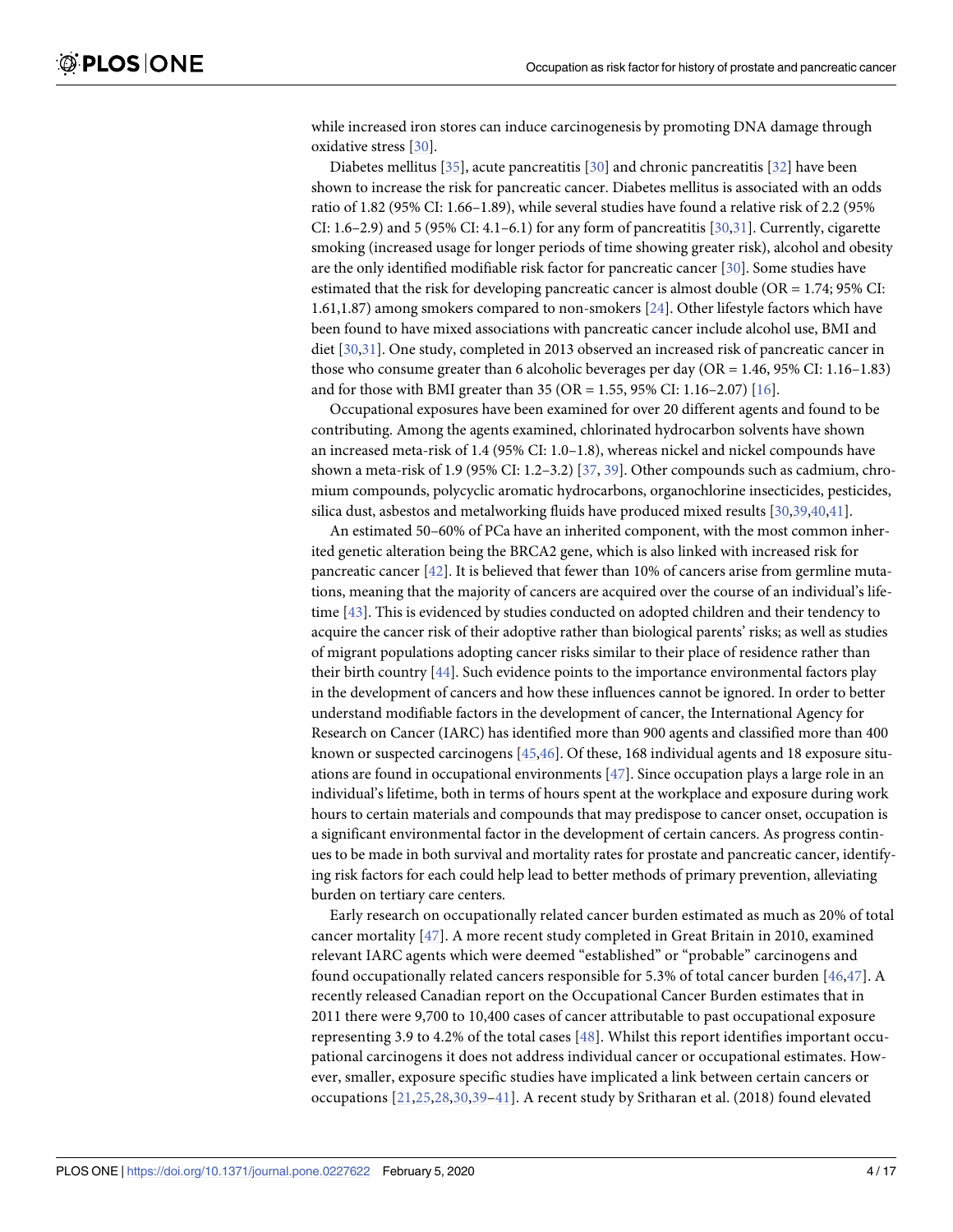while increased iron stores can induce carcinogenesis by promoting DNA damage through oxidative stress [30].

Diabetes mellitus [35], acute pancreatitis [30] and chronic pancreatitis [32] have been shown to increase the risk for pancreatic cancer. Diabetes mellitus is associated with an odds ratio of 1.82 (95% CI: 1.66–1.89), while several studies have found a relative risk of 2.2 (95% CI: 1.6–2.9) and 5 (95% CI: 4.1–6.1) for any form of pancreatitis [30,31]. Currently, cigarette smoking (increased usage for longer periods of time showing greater risk), alcohol and obesity are the only identified modifiable risk factor for pancreatic cancer [30]. Some studies have estimated that the risk for developing pancreatic cancer is almost double (OR = 1.74; 95% CI: 1.61,1.87) among smokers compared to non-smokers [24]. Other lifestyle factors which have been found to have mixed associations with pancreatic cancer include alcohol use, BMI and diet [30,31]. One study, completed in 2013 observed an increased risk of pancreatic cancer in those who consume greater than 6 alcoholic beverages per day (OR = 1.46, 95% CI: 1.16–1.83) and for those with BMI greater than 35 (OR = 1.55, 95% CI: 1.16–2.07) [16].

Occupational exposures have been examined for over 20 different agents and found to be contributing. Among the agents examined, chlorinated hydrocarbon solvents have shown an increased meta-risk of 1.4 (95% CI: 1.0–1.8), whereas nickel and nickel compounds have shown a meta-risk of 1.9 (95% CI: 1.2–3.2) [37, 39]. Other compounds such as cadmium, chromium compounds, polycyclic aromatic hydrocarbons, organochlorine insecticides, pesticides, silica dust, asbestos and metalworking fluids have produced mixed results [30,39,40,41].

An estimated 50–60% of PCa have an inherited component, with the most common inherited genetic alteration being the BRCA2 gene, which is also linked with increased risk for pancreatic cancer [42]. It is believed that fewer than 10% of cancers arise from germline mutations, meaning that the majority of cancers are acquired over the course of an individual's lifetime [43]. This is evidenced by studies conducted on adopted children and their tendency to acquire the cancer risk of their adoptive rather than biological parents' risks; as well as studies of migrant populations adopting cancer risks similar to their place of residence rather than their birth country [44]. Such evidence points to the importance environmental factors play in the development of cancers and how these influences cannot be ignored. In order to better understand modifiable factors in the development of cancer, the International Agency for Research on Cancer (IARC) has identified more than 900 agents and classified more than 400 known or suspected carcinogens [45,46]. Of these, 168 individual agents and 18 exposure situations are found in occupational environments [47]. Since occupation plays a large role in an individual's lifetime, both in terms of hours spent at the workplace and exposure during work hours to certain materials and compounds that may predispose to cancer onset, occupation is a significant environmental factor in the development of certain cancers. As progress continues to be made in both survival and mortality rates for prostate and pancreatic cancer, identifying risk factors for each could help lead to better methods of primary prevention, alleviating burden on tertiary care centers.

Early research on occupationally related cancer burden estimated as much as 20% of total cancer mortality [47]. A more recent study completed in Great Britain in 2010, examined relevant IARC agents which were deemed "established" or "probable" carcinogens and found occupationally related cancers responsible for 5.3% of total cancer burden [46,47]. A recently released Canadian report on the Occupational Cancer Burden estimates that in 2011 there were 9,700 to 10,400 cases of cancer attributable to past occupational exposure representing 3.9 to 4.2% of the total cases [48]. Whilst this report identifies important occupational carcinogens it does not address individual cancer or occupational estimates. However, smaller, exposure specific studies have implicated a link between certain cancers or occupations [21,25,28,30,39–41]. A recent study by Sritharan et al. (2018) found elevated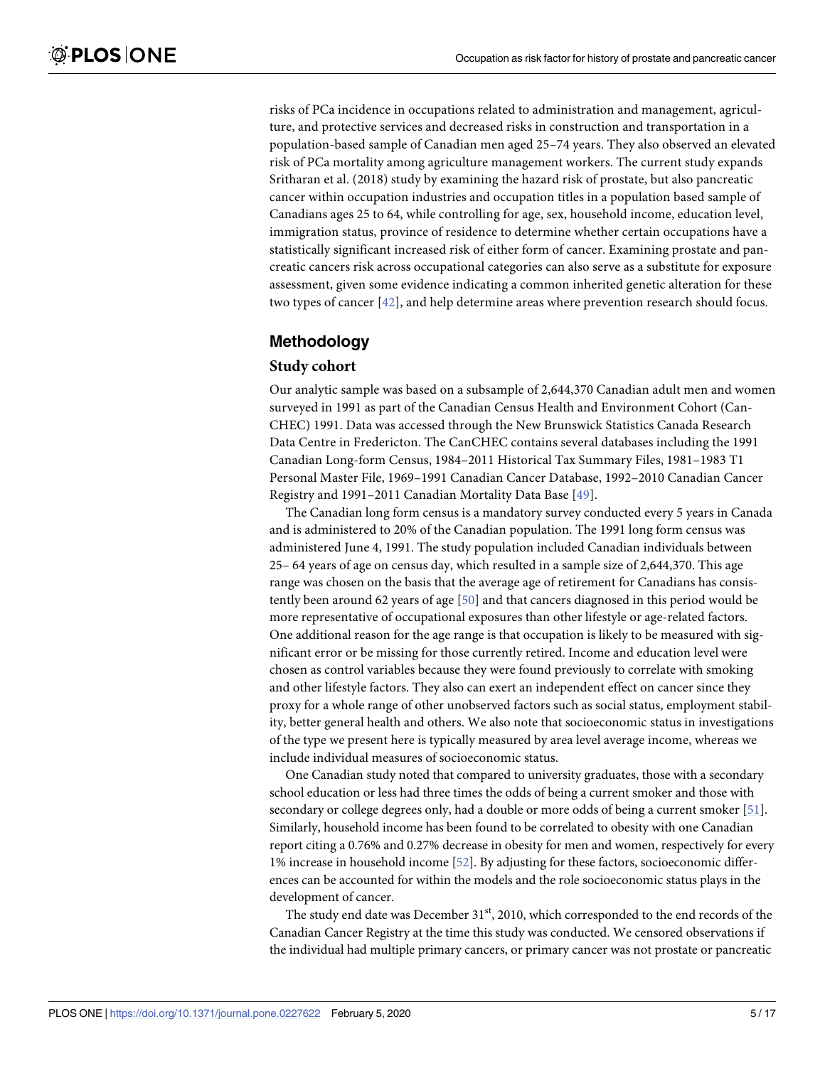risks of PCa incidence in occupations related to administration and management, agriculture, and protective services and decreased risks in construction and transportation in a population-based sample of Canadian men aged 25–74 years. They also observed an elevated risk of PCa mortality among agriculture management workers. The current study expands Sritharan et al. (2018) study by examining the hazard risk of prostate, but also pancreatic cancer within occupation industries and occupation titles in a population based sample of Canadians ages 25 to 64, while controlling for age, sex, household income, education level, immigration status, province of residence to determine whether certain occupations have a statistically significant increased risk of either form of cancer. Examining prostate and pancreatic cancers risk across occupational categories can also serve as a substitute for exposure assessment, given some evidence indicating a common inherited genetic alteration for these two types of cancer [42], and help determine areas where prevention research should focus.

## Methodology

### Study cohort

Our analytic sample was based on a subsample of 2,644,370 Canadian adult men and women surveyed in 1991 as part of the Canadian Census Health and Environment Cohort (CanCHEC) 1991. Data was accessed through the New Brunswick Statistics Canada Research Data Centre in Fredericton. The CanCHEC contains several databases including the 1991 Canadian Long-form Census, 1984–2011 Historical Tax Summary Files, 1981–1983 T1 Personal Master File, 1969–1991 Canadian Cancer Database, 1992–2010 Canadian Cancer Registry and 1991–2011 Canadian Mortality Data Base [49].

The Canadian long form census is a mandatory survey conducted every 5 years in Canada and is administered to 20% of the Canadian population. The 1991 long form census was administered June 4, 1991. The study population included Canadian individuals between 25– 64 years of age on census day, which resulted in a sample size of 2,644,370. This age range was chosen on the basis that the average age of retirement for Canadians has consistently been around 62 years of age [50] and that cancers diagnosed in this period would be more representative of occupational exposures than other lifestyle or age-related factors. One additional reason for the age range is that occupation is likely to be measured with significant error or be missing for those currently retired. Income and education level were chosen as control variables because they were found previously to correlate with smoking and other lifestyle factors. They also can exert an independent effect on cancer since they proxy for a whole range of other unobserved factors such as social status, employment stability, better general health and others. We also note that socioeconomic status in investigations of the type we present here is typically measured by area level average income, whereas we include individual measures of socioeconomic status.

One Canadian study noted that compared to university graduates, those with a secondary school education or less had three times the odds of being a current smoker and those with secondary or college degrees only, had a double or more odds of being a current smoker [51]. Similarly, household income has been found to be correlated to obesity with one Canadian report citing a 0.76% and 0.27% decrease in obesity for men and women, respectively for every 1% increase in household income [52]. By adjusting for these factors, socioeconomic differences can be accounted for within the models and the role socioeconomic status plays in the development of cancer.

The study end date was December 31st, 2010, which corresponded to the end records of the Canadian Cancer Registry at the time this study was conducted. We censored observations if the individual had multiple primary cancers, or primary cancer was not prostate or pancreatic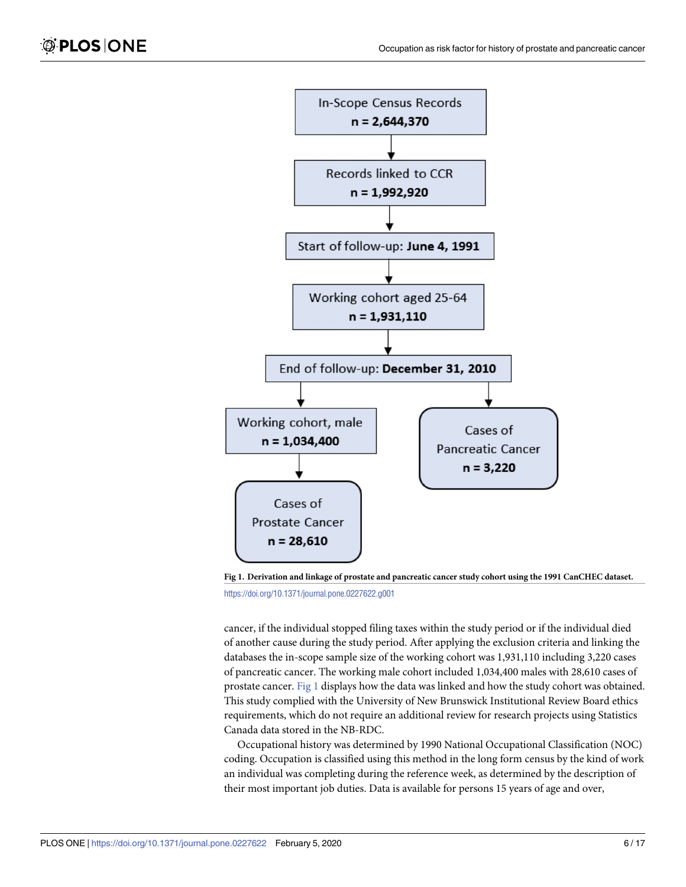In-Scope Census Records
**n = 2,644,370**

Records linked to CCR
**n = 1,992,920**

Start of follow-up: **June 4, 1991**

Working cohort aged 25-64
**n = 1,931,110**

End of follow-up: **December 31, 2010**

Working cohort, male
**n = 1,034,400**

Cases of Pancreatic Cancer
**n = 3,220**

Cases of Prostate Cancer
**n = 28,610**

**Fig 1. Derivation and linkage of prostate and pancreatic cancer study cohort using the 1991 CanCHEC dataset.**

https://doi.org/10.1371/journal.pone.0227622.g001

cancer, if the individual stopped filing taxes within the study period or if the individual died of another cause during the study period. After applying the exclusion criteria and linking the databases the in-scope sample size of the working cohort was 1,931,110 including 3,220 cases of pancreatic cancer. The working male cohort included 1,034,400 males with 28,610 cases of prostate cancer. Fig 1 displays how the data was linked and how the study cohort was obtained. This study complied with the University of New Brunswick Institutional Review Board ethics requirements, which do not require an additional review for research projects using Statistics Canada data stored in the NB-RDC.

Occupational history was determined by 1990 National Occupational Classification (NOC) coding. Occupation is classified using this method in the long form census by the kind of work an individual was completing during the reference week, as determined by the description of their most important job duties. Data is available for persons 15 years of age and over,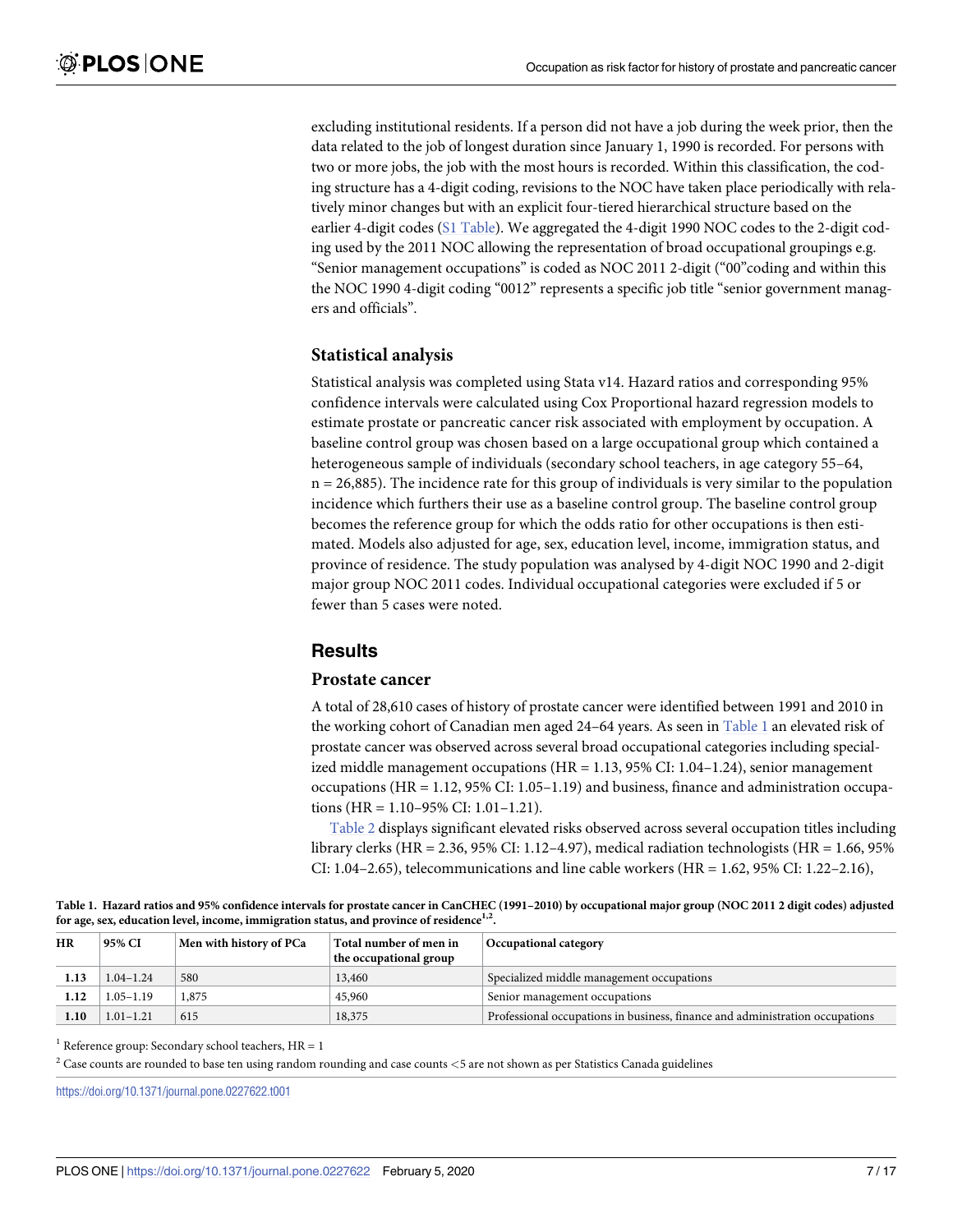excluding institutional residents. If a person did not have a job during the week prior, then the data related to the job of longest duration since January 1, 1990 is recorded. For persons with two or more jobs, the job with the most hours is recorded. Within this classification, the coding structure has a 4-digit coding, revisions to the NOC have taken place periodically with relatively minor changes but with an explicit four-tiered hierarchical structure based on the earlier 4-digit codes (S1 Table). We aggregated the 4-digit 1990 NOC codes to the 2-digit coding used by the 2011 NOC allowing the representation of broad occupational groupings e.g. "Senior management occupations" is coded as NOC 2011 2-digit ("00"coding and within this the NOC 1990 4-digit coding "0012" represents a specific job title "senior government managers and officials".

### Statistical analysis

Statistical analysis was completed using Stata v14. Hazard ratios and corresponding 95% confidence intervals were calculated using Cox Proportional hazard regression models to estimate prostate or pancreatic cancer risk associated with employment by occupation. A baseline control group was chosen based on a large occupational group which contained a heterogeneous sample of individuals (secondary school teachers, in age category 55–64, n = 26,885). The incidence rate for this group of individuals is very similar to the population incidence which furthers their use as a baseline control group. The baseline control group becomes the reference group for which the odds ratio for other occupations is then estimated. Models also adjusted for age, sex, education level, income, immigration status, and province of residence. The study population was analysed by 4-digit NOC 1990 and 2-digit major group NOC 2011 codes. Individual occupational categories were excluded if 5 or fewer than 5 cases were noted.

## Results

### Prostate cancer

A total of 28,610 cases of history of prostate cancer were identified between 1991 and 2010 in the working cohort of Canadian men aged 24–64 years. As seen in Table 1 an elevated risk of prostate cancer was observed across several broad occupational categories including specialized middle management occupations (HR = 1.13, 95% CI: 1.04–1.24), senior management occupations (HR = 1.12, 95% CI: 1.05–1.19) and business, finance and administration occupations (HR = 1.10–95% CI: 1.01–1.21).

Table 2 displays significant elevated risks observed across several occupation titles including library clerks (HR = 2.36, 95% CI: 1.12–4.97), medical radiation technologists (HR = 1.66, 95% CI: 1.04–2.65), telecommunications and line cable workers (HR = 1.62, 95% CI: 1.22–2.16),

**Table 1. Hazard ratios and 95% confidence intervals for prostate cancer in CanCHEC (1991–2010) by occupational major group (NOC 2011 2 digit codes) adjusted for age, sex, education level, income, immigration status, and province of residence[1,2].**

| HR | 95% CI | Men with history of PCa | Total number of men in the occupational group | Occupational category |
|---|---|---|---|---|
| **1.13** | 1.04–1.24 | 580 | 13,460 | Specialized middle management occupations |
| **1.12** | 1.05–1.19 | 1,875 | 45,960 | Senior management occupations |
| **1.10** | 1.01–1.21 | 615 | 18,375 | Professional occupations in business, finance and administration occupations |

[1] Reference group: Secondary school teachers, HR = 1

[2] Case counts are rounded to base ten using random rounding and case counts <5 are not shown as per Statistics Canada guidelines

https://doi.org/10.1371/journal.pone.0227622.t001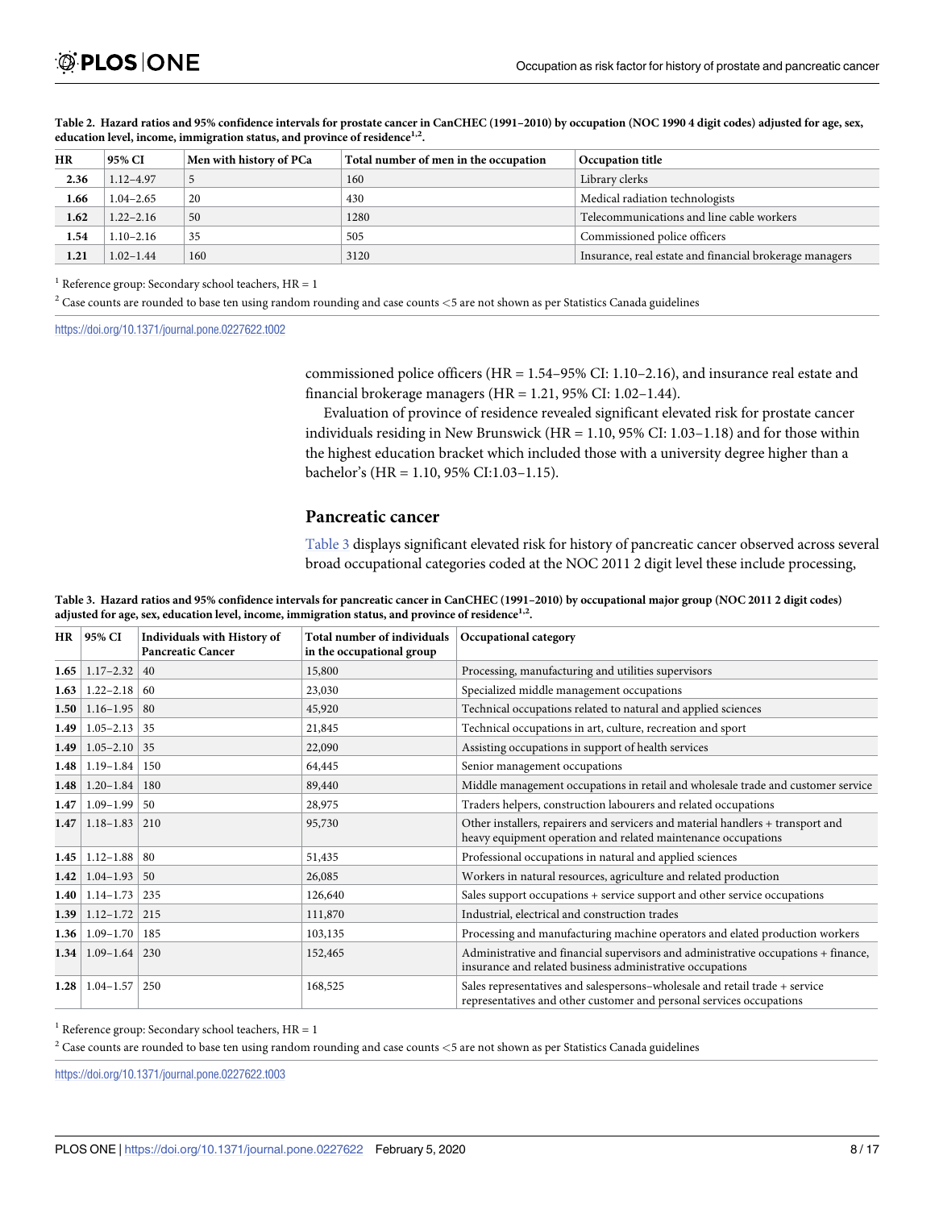**Table 2. Hazard ratios and 95% confidence intervals for prostate cancer in CanCHEC (1991–2010) by occupation (NOC 1990 4 digit codes) adjusted for age, sex, education level, income, immigration status, and province of residence[1,2].**

| HR | 95% CI | Men with history of PCa | Total number of men in the occupation | Occupation title |
|---|---|---|---|---|
| **2.36** | 1.12–4.97 | 5 | 160 | Library clerks |
| **1.66** | 1.04–2.65 | 20 | 430 | Medical radiation technologists |
| **1.62** | 1.22–2.16 | 50 | 1280 | Telecommunications and line cable workers |
| **1.54** | 1.10–2.16 | 35 | 505 | Commissioned police officers |
| **1.21** | 1.02–1.44 | 160 | 3120 | Insurance, real estate and financial brokerage managers |

[1] Reference group: Secondary school teachers, HR = 1

[2] Case counts are rounded to base ten using random rounding and case counts <5 are not shown as per Statistics Canada guidelines

https://doi.org/10.1371/journal.pone.0227622.t002

commissioned police officers (HR = 1.54–95% CI: 1.10–2.16), and insurance real estate and financial brokerage managers (HR = 1.21, 95% CI: 1.02–1.44).

Evaluation of province of residence revealed significant elevated risk for prostate cancer individuals residing in New Brunswick (HR = 1.10, 95% CI: 1.03–1.18) and for those within the highest education bracket which included those with a university degree higher than a bachelor's (HR = 1.10, 95% CI:1.03–1.15).

## Pancreatic cancer

Table 3 displays significant elevated risk for history of pancreatic cancer observed across several broad occupational categories coded at the NOC 2011 2 digit level these include processing,

**Table 3. Hazard ratios and 95% confidence intervals for pancreatic cancer in CanCHEC (1991–2010) by occupational major group (NOC 2011 2 digit codes) adjusted for age, sex, education level, income, immigration status, and province of residence[1,2].**

| HR | 95% CI | Individuals with History of Pancreatic Cancer | Total number of individuals in the occupational group | Occupational category |
|---|---|---|---|---|
| **1.65** | 1.17–2.32 | 40 | 15,800 | Processing, manufacturing and utilities supervisors |
| **1.63** | 1.22–2.18 | 60 | 23,030 | Specialized middle management occupations |
| **1.50** | 1.16–1.95 | 80 | 45,920 | Technical occupations related to natural and applied sciences |
| **1.49** | 1.05–2.13 | 35 | 21,845 | Technical occupations in art, culture, recreation and sport |
| **1.49** | 1.05–2.10 | 35 | 22,090 | Assisting occupations in support of health services |
| **1.48** | 1.19–1.84 | 150 | 64,445 | Senior management occupations |
| **1.48** | 1.20–1.84 | 180 | 89,440 | Middle management occupations in retail and wholesale trade and customer service |
| **1.47** | 1.09–1.99 | 50 | 28,975 | Traders helpers, construction labourers and related occupations |
| **1.47** | 1.18–1.83 | 210 | 95,730 | Other installers, repairers and servicers and material handlers + transport and heavy equipment operation and related maintenance occupations |
| **1.45** | 1.12–1.88 | 80 | 51,435 | Professional occupations in natural and applied sciences |
| **1.42** | 1.04–1.93 | 50 | 26,085 | Workers in natural resources, agriculture and related production |
| **1.40** | 1.14–1.73 | 235 | 126,640 | Sales support occupations + service support and other service occupations |
| **1.39** | 1.12–1.72 | 215 | 111,870 | Industrial, electrical and construction trades |
| **1.36** | 1.09–1.70 | 185 | 103,135 | Processing and manufacturing machine operators and elated production workers |
| **1.34** | 1.09–1.64 | 230 | 152,465 | Administrative and financial supervisors and administrative occupations + finance, insurance and related business administrative occupations |
| **1.28** | 1.04–1.57 | 250 | 168,525 | Sales representatives and salespersons–wholesale and retail trade + service representatives and other customer and personal services occupations |

[1] Reference group: Secondary school teachers, HR = 1

[2] Case counts are rounded to base ten using random rounding and case counts <5 are not shown as per Statistics Canada guidelines

https://doi.org/10.1371/journal.pone.0227622.t003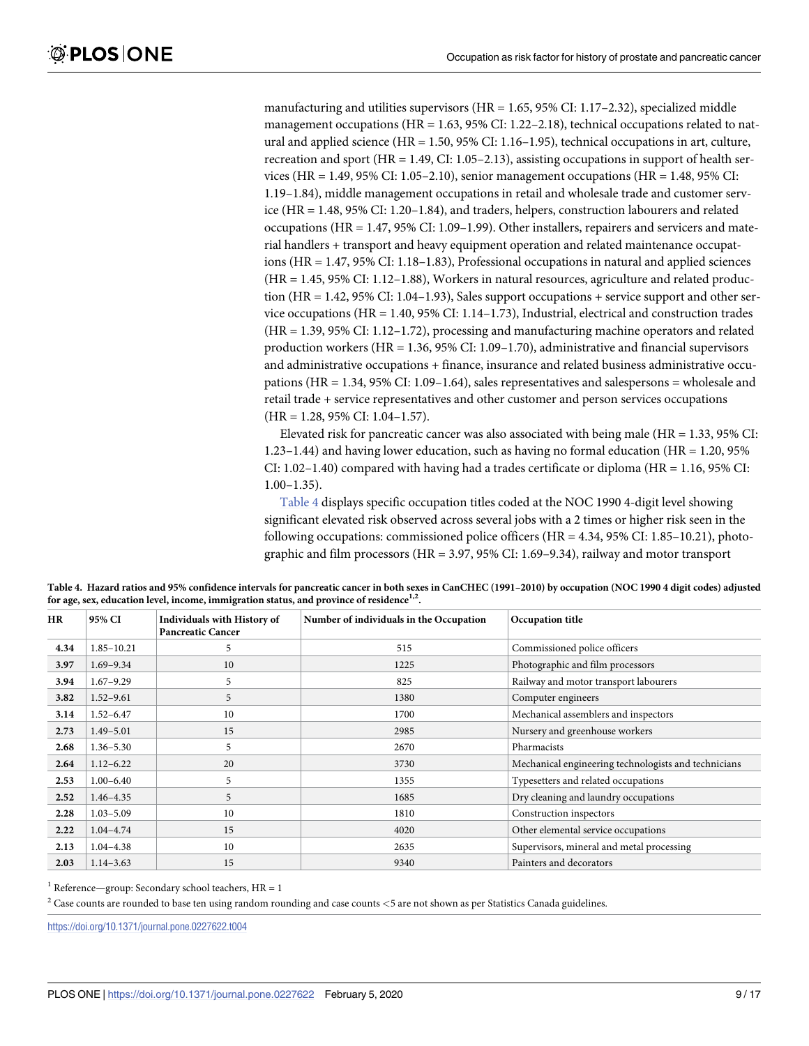manufacturing and utilities supervisors (HR = 1.65, 95% CI: 1.17–2.32), specialized middle management occupations (HR = 1.63, 95% CI: 1.22–2.18), technical occupations related to natural and applied science (HR = 1.50, 95% CI: 1.16–1.95), technical occupations in art, culture, recreation and sport (HR = 1.49, CI: 1.05–2.13), assisting occupations in support of health services (HR = 1.49, 95% CI: 1.05–2.10), senior management occupations (HR = 1.48, 95% CI: 1.19–1.84), middle management occupations in retail and wholesale trade and customer service (HR = 1.48, 95% CI: 1.20–1.84), and traders, helpers, construction labourers and related occupations (HR = 1.47, 95% CI: 1.09–1.99). Other installers, repairers and servicers and material handlers + transport and heavy equipment operation and related maintenance occupations (HR = 1.47, 95% CI: 1.18–1.83), Professional occupations in natural and applied sciences (HR = 1.45, 95% CI: 1.12–1.88), Workers in natural resources, agriculture and related production (HR = 1.42, 95% CI: 1.04–1.93), Sales support occupations + service support and other service occupations (HR = 1.40, 95% CI: 1.14–1.73), Industrial, electrical and construction trades (HR = 1.39, 95% CI: 1.12–1.72), processing and manufacturing machine operators and related production workers (HR = 1.36, 95% CI: 1.09–1.70), administrative and financial supervisors and administrative occupations + finance, insurance and related business administrative occupations (HR = 1.34, 95% CI: 1.09–1.64), sales representatives and salespersons = wholesale and retail trade + service representatives and other customer and person services occupations (HR = 1.28, 95% CI: 1.04–1.57).

Elevated risk for pancreatic cancer was also associated with being male (HR = 1.33, 95% CI: 1.23–1.44) and having lower education, such as having no formal education (HR = 1.20, 95% CI: 1.02–1.40) compared with having had a trades certificate or diploma (HR = 1.16, 95% CI: 1.00–1.35).

Table 4 displays specific occupation titles coded at the NOC 1990 4-digit level showing significant elevated risk observed across several jobs with a 2 times or higher risk seen in the following occupations: commissioned police officers (HR = 4.34, 95% CI: 1.85–10.21), photographic and film processors (HR = 3.97, 95% CI: 1.69–9.34), railway and motor transport

**Table 4. Hazard ratios and 95% confidence intervals for pancreatic cancer in both sexes in CanCHEC (1991–2010) by occupation (NOC 1990 4 digit codes) adjusted for age, sex, education level, income, immigration status, and province of residence[1,2].**

| HR | 95% CI | Individuals with History of Pancreatic Cancer | Number of individuals in the Occupation | Occupation title |
|---|---|---|---|---|
| **4.34** | 1.85–10.21 | 5 | 515 | Commissioned police officers |
| **3.97** | 1.69–9.34 | 10 | 1225 | Photographic and film processors |
| **3.94** | 1.67–9.29 | 5 | 825 | Railway and motor transport labourers |
| **3.82** | 1.52–9.61 | 5 | 1380 | Computer engineers |
| **3.14** | 1.52–6.47 | 10 | 1700 | Mechanical assemblers and inspectors |
| **2.73** | 1.49–5.01 | 15 | 2985 | Nursery and greenhouse workers |
| **2.68** | 1.36–5.30 | 5 | 2670 | Pharmacists |
| **2.64** | 1.12–6.22 | 20 | 3730 | Mechanical engineering technologists and technicians |
| **2.53** | 1.00–6.40 | 5 | 1355 | Typesetters and related occupations |
| **2.52** | 1.46–4.35 | 5 | 1685 | Dry cleaning and laundry occupations |
| **2.28** | 1.03–5.09 | 10 | 1810 | Construction inspectors |
| **2.22** | 1.04–4.74 | 15 | 4020 | Other elemental service occupations |
| **2.13** | 1.04–4.38 | 10 | 2635 | Supervisors, mineral and metal processing |
| **2.03** | 1.14–3.63 | 15 | 9340 | Painters and decorators |

[1] Reference—group: Secondary school teachers, HR = 1

[2] Case counts are rounded to base ten using random rounding and case counts <5 are not shown as per Statistics Canada guidelines.

https://doi.org/10.1371/journal.pone.0227622.t004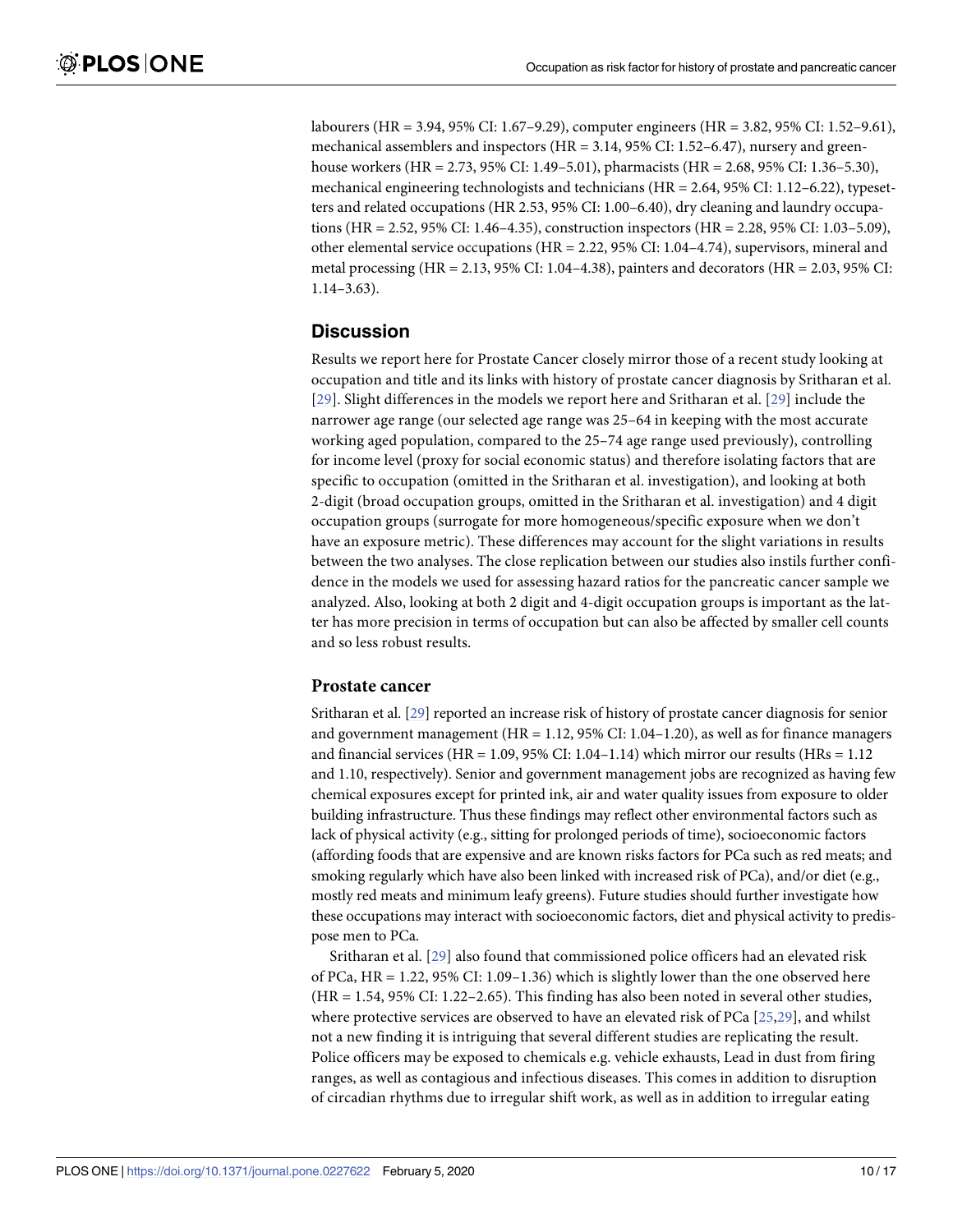labourers (HR = 3.94, 95% CI: 1.67–9.29), computer engineers (HR = 3.82, 95% CI: 1.52–9.61), mechanical assemblers and inspectors (HR = 3.14, 95% CI: 1.52–6.47), nursery and greenhouse workers (HR = 2.73, 95% CI: 1.49–5.01), pharmacists (HR = 2.68, 95% CI: 1.36–5.30), mechanical engineering technologists and technicians (HR = 2.64, 95% CI: 1.12–6.22), typesetters and related occupations (HR 2.53, 95% CI: 1.00–6.40), dry cleaning and laundry occupations (HR = 2.52, 95% CI: 1.46–4.35), construction inspectors (HR = 2.28, 95% CI: 1.03–5.09), other elemental service occupations (HR = 2.22, 95% CI: 1.04–4.74), supervisors, mineral and metal processing (HR = 2.13, 95% CI: 1.04–4.38), painters and decorators (HR = 2.03, 95% CI: 1.14–3.63).

## Discussion

Results we report here for Prostate Cancer closely mirror those of a recent study looking at occupation and title and its links with history of prostate cancer diagnosis by Sritharan et al. [29]. Slight differences in the models we report here and Sritharan et al. [29] include the narrower age range (our selected age range was 25–64 in keeping with the most accurate working aged population, compared to the 25–74 age range used previously), controlling for income level (proxy for social economic status) and therefore isolating factors that are specific to occupation (omitted in the Sritharan et al. investigation), and looking at both 2-digit (broad occupation groups, omitted in the Sritharan et al. investigation) and 4 digit occupation groups (surrogate for more homogeneous/specific exposure when we don't have an exposure metric). These differences may account for the slight variations in results between the two analyses. The close replication between our studies also instils further confidence in the models we used for assessing hazard ratios for the pancreatic cancer sample we analyzed. Also, looking at both 2 digit and 4-digit occupation groups is important as the latter has more precision in terms of occupation but can also be affected by smaller cell counts and so less robust results.

### Prostate cancer

Sritharan et al. [29] reported an increase risk of history of prostate cancer diagnosis for senior and government management (HR = 1.12, 95% CI: 1.04–1.20), as well as for finance managers and financial services (HR = 1.09, 95% CI: 1.04–1.14) which mirror our results (HRs = 1.12 and 1.10, respectively). Senior and government management jobs are recognized as having few chemical exposures except for printed ink, air and water quality issues from exposure to older building infrastructure. Thus these findings may reflect other environmental factors such as lack of physical activity (e.g., sitting for prolonged periods of time), socioeconomic factors (affording foods that are expensive and are known risks factors for PCa such as red meats; and smoking regularly which have also been linked with increased risk of PCa), and/or diet (e.g., mostly red meats and minimum leafy greens). Future studies should further investigate how these occupations may interact with socioeconomic factors, diet and physical activity to predispose men to PCa.

Sritharan et al. [29] also found that commissioned police officers had an elevated risk of PCa, HR = 1.22, 95% CI: 1.09–1.36) which is slightly lower than the one observed here (HR = 1.54, 95% CI: 1.22–2.65). This finding has also been noted in several other studies, where protective services are observed to have an elevated risk of PCa [25,29], and whilst not a new finding it is intriguing that several different studies are replicating the result. Police officers may be exposed to chemicals e.g. vehicle exhausts, Lead in dust from firing ranges, as well as contagious and infectious diseases. This comes in addition to disruption of circadian rhythms due to irregular shift work, as well as in addition to irregular eating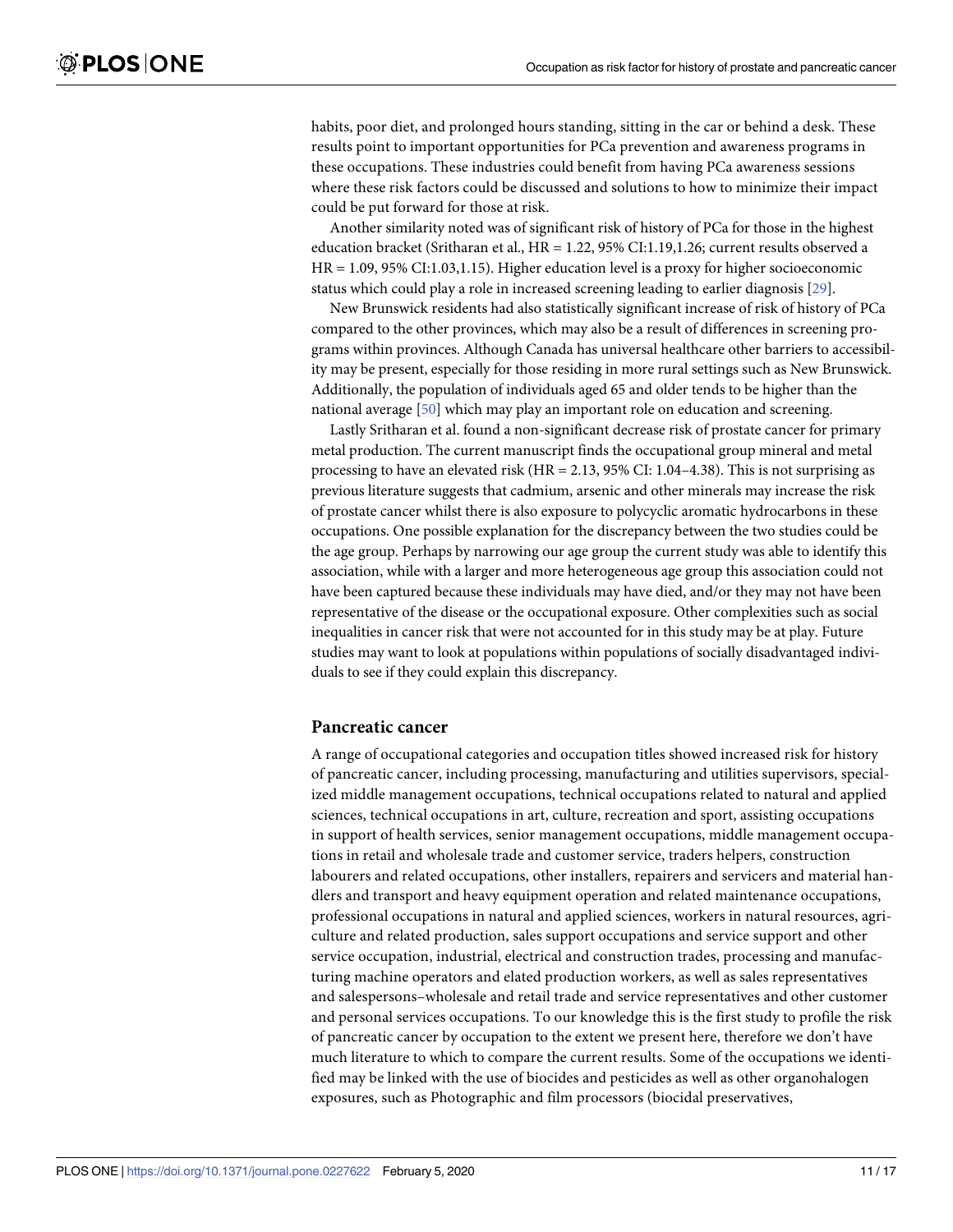habits, poor diet, and prolonged hours standing, sitting in the car or behind a desk. These results point to important opportunities for PCa prevention and awareness programs in these occupations. These industries could benefit from having PCa awareness sessions where these risk factors could be discussed and solutions to how to minimize their impact could be put forward for those at risk.

Another similarity noted was of significant risk of history of PCa for those in the highest education bracket (Sritharan et al., HR = 1.22, 95% CI:1.19,1.26; current results observed a HR = 1.09, 95% CI:1.03,1.15). Higher education level is a proxy for higher socioeconomic status which could play a role in increased screening leading to earlier diagnosis [29].

New Brunswick residents had also statistically significant increase of risk of history of PCa compared to the other provinces, which may also be a result of differences in screening programs within provinces. Although Canada has universal healthcare other barriers to accessibility may be present, especially for those residing in more rural settings such as New Brunswick. Additionally, the population of individuals aged 65 and older tends to be higher than the national average [50] which may play an important role on education and screening.

Lastly Sritharan et al. found a non-significant decrease risk of prostate cancer for primary metal production. The current manuscript finds the occupational group mineral and metal processing to have an elevated risk (HR = 2.13, 95% CI: 1.04–4.38). This is not surprising as previous literature suggests that cadmium, arsenic and other minerals may increase the risk of prostate cancer whilst there is also exposure to polycyclic aromatic hydrocarbons in these occupations. One possible explanation for the discrepancy between the two studies could be the age group. Perhaps by narrowing our age group the current study was able to identify this association, while with a larger and more heterogeneous age group this association could not have been captured because these individuals may have died, and/or they may not have been representative of the disease or the occupational exposure. Other complexities such as social inequalities in cancer risk that were not accounted for in this study may be at play. Future studies may want to look at populations within populations of socially disadvantaged individuals to see if they could explain this discrepancy.

### Pancreatic cancer

A range of occupational categories and occupation titles showed increased risk for history of pancreatic cancer, including processing, manufacturing and utilities supervisors, specialized middle management occupations, technical occupations related to natural and applied sciences, technical occupations in art, culture, recreation and sport, assisting occupations in support of health services, senior management occupations, middle management occupations in retail and wholesale trade and customer service, traders helpers, construction labourers and related occupations, other installers, repairers and servicers and material handlers and transport and heavy equipment operation and related maintenance occupations, professional occupations in natural and applied sciences, workers in natural resources, agriculture and related production, sales support occupations and service support and other service occupation, industrial, electrical and construction trades, processing and manufacturing machine operators and elated production workers, as well as sales representatives and salespersons–wholesale and retail trade and service representatives and other customer and personal services occupations. To our knowledge this is the first study to profile the risk of pancreatic cancer by occupation to the extent we present here, therefore we don't have much literature to which to compare the current results. Some of the occupations we identified may be linked with the use of biocides and pesticides as well as other organohalogen exposures, such as Photographic and film processors (biocidal preservatives,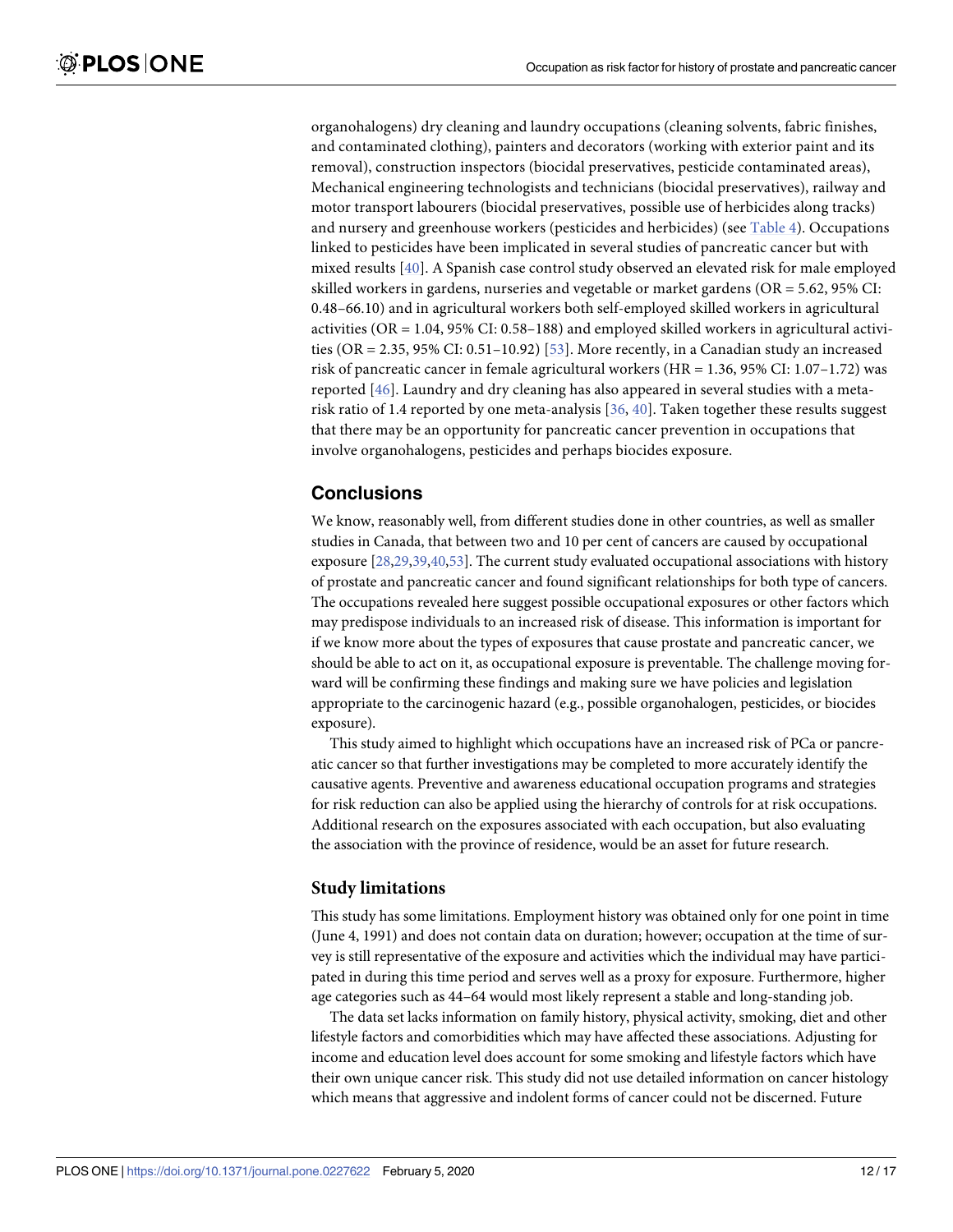organohalogens) dry cleaning and laundry occupations (cleaning solvents, fabric finishes, and contaminated clothing), painters and decorators (working with exterior paint and its removal), construction inspectors (biocidal preservatives, pesticide contaminated areas), Mechanical engineering technologists and technicians (biocidal preservatives), railway and motor transport labourers (biocidal preservatives, possible use of herbicides along tracks) and nursery and greenhouse workers (pesticides and herbicides) (see Table 4). Occupations linked to pesticides have been implicated in several studies of pancreatic cancer but with mixed results [40]. A Spanish case control study observed an elevated risk for male employed skilled workers in gardens, nurseries and vegetable or market gardens (OR = 5.62, 95% CI: 0.48–66.10) and in agricultural workers both self-employed skilled workers in agricultural activities (OR = 1.04, 95% CI: 0.58–188) and employed skilled workers in agricultural activities (OR = 2.35, 95% CI: 0.51–10.92) [53]. More recently, in a Canadian study an increased risk of pancreatic cancer in female agricultural workers (HR = 1.36, 95% CI: 1.07–1.72) was reported [46]. Laundry and dry cleaning has also appeared in several studies with a meta-risk ratio of 1.4 reported by one meta-analysis [36, 40]. Taken together these results suggest that there may be an opportunity for pancreatic cancer prevention in occupations that involve organohalogens, pesticides and perhaps biocides exposure.

## Conclusions

We know, reasonably well, from different studies done in other countries, as well as smaller studies in Canada, that between two and 10 per cent of cancers are caused by occupational exposure [28,29,39,40,53]. The current study evaluated occupational associations with history of prostate and pancreatic cancer and found significant relationships for both type of cancers. The occupations revealed here suggest possible occupational exposures or other factors which may predispose individuals to an increased risk of disease. This information is important for if we know more about the types of exposures that cause prostate and pancreatic cancer, we should be able to act on it, as occupational exposure is preventable. The challenge moving forward will be confirming these findings and making sure we have policies and legislation appropriate to the carcinogenic hazard (e.g., possible organohalogen, pesticides, or biocides exposure).

This study aimed to highlight which occupations have an increased risk of PCa or pancreatic cancer so that further investigations may be completed to more accurately identify the causative agents. Preventive and awareness educational occupation programs and strategies for risk reduction can also be applied using the hierarchy of controls for at risk occupations. Additional research on the exposures associated with each occupation, but also evaluating the association with the province of residence, would be an asset for future research.

### Study limitations

This study has some limitations. Employment history was obtained only for one point in time (June 4, 1991) and does not contain data on duration; however; occupation at the time of survey is still representative of the exposure and activities which the individual may have participated in during this time period and serves well as a proxy for exposure. Furthermore, higher age categories such as 44–64 would most likely represent a stable and long-standing job.

The data set lacks information on family history, physical activity, smoking, diet and other lifestyle factors and comorbidities which may have affected these associations. Adjusting for income and education level does account for some smoking and lifestyle factors which have their own unique cancer risk. This study did not use detailed information on cancer histology which means that aggressive and indolent forms of cancer could not be discerned. Future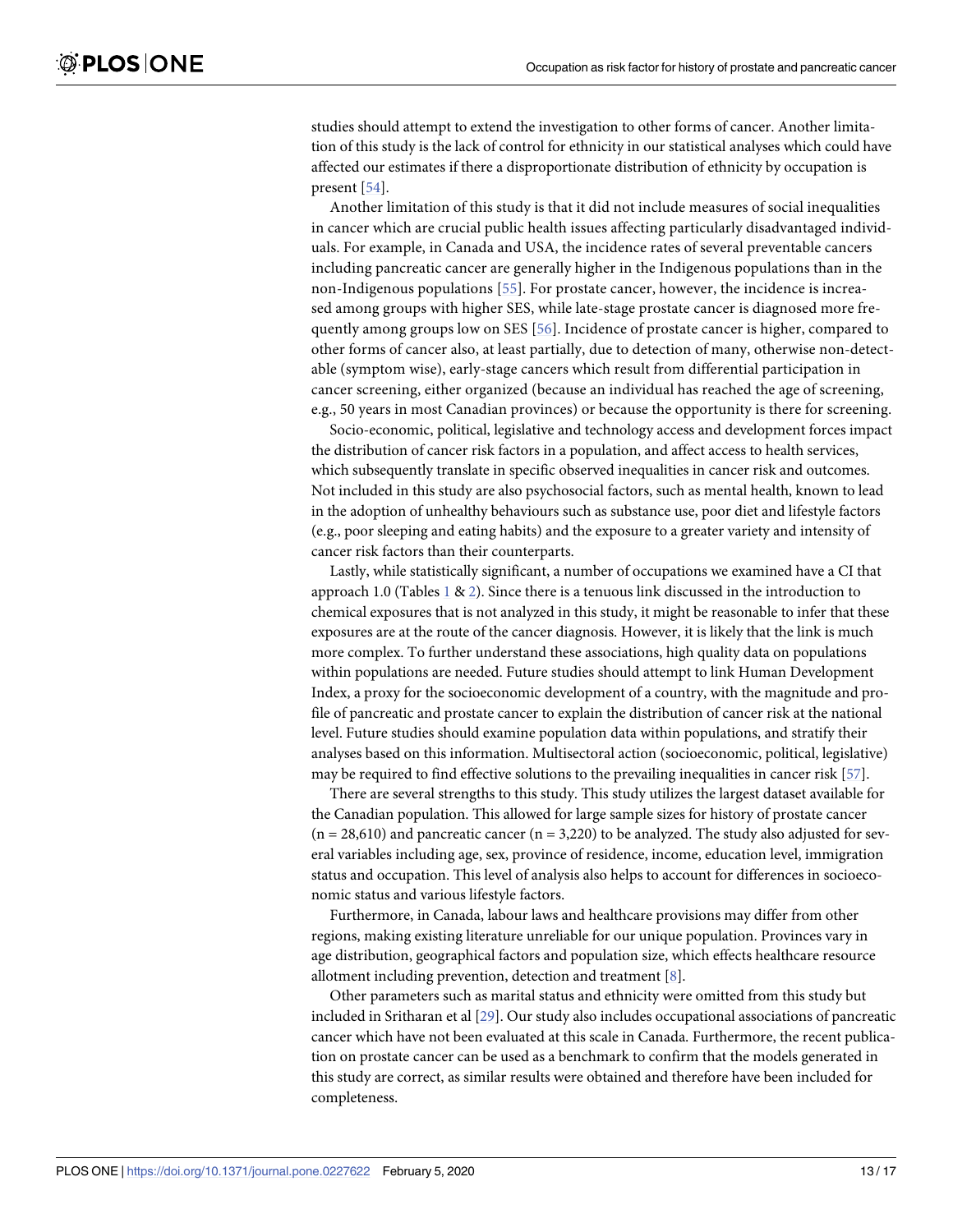studies should attempt to extend the investigation to other forms of cancer. Another limitation of this study is the lack of control for ethnicity in our statistical analyses which could have affected our estimates if there a disproportionate distribution of ethnicity by occupation is present [54].

Another limitation of this study is that it did not include measures of social inequalities in cancer which are crucial public health issues affecting particularly disadvantaged individuals. For example, in Canada and USA, the incidence rates of several preventable cancers including pancreatic cancer are generally higher in the Indigenous populations than in the non-Indigenous populations [55]. For prostate cancer, however, the incidence is increased among groups with higher SES, while late-stage prostate cancer is diagnosed more frequently among groups low on SES [56]. Incidence of prostate cancer is higher, compared to other forms of cancer also, at least partially, due to detection of many, otherwise non-detectable (symptom wise), early-stage cancers which result from differential participation in cancer screening, either organized (because an individual has reached the age of screening, e.g., 50 years in most Canadian provinces) or because the opportunity is there for screening.

Socio-economic, political, legislative and technology access and development forces impact the distribution of cancer risk factors in a population, and affect access to health services, which subsequently translate in specific observed inequalities in cancer risk and outcomes. Not included in this study are also psychosocial factors, such as mental health, known to lead in the adoption of unhealthy behaviours such as substance use, poor diet and lifestyle factors (e.g., poor sleeping and eating habits) and the exposure to a greater variety and intensity of cancer risk factors than their counterparts.

Lastly, while statistically significant, a number of occupations we examined have a CI that approach 1.0 (Tables 1 & 2). Since there is a tenuous link discussed in the introduction to chemical exposures that is not analyzed in this study, it might be reasonable to infer that these exposures are at the route of the cancer diagnosis. However, it is likely that the link is much more complex. To further understand these associations, high quality data on populations within populations are needed. Future studies should attempt to link Human Development Index, a proxy for the socioeconomic development of a country, with the magnitude and profile of pancreatic and prostate cancer to explain the distribution of cancer risk at the national level. Future studies should examine population data within populations, and stratify their analyses based on this information. Multisectoral action (socioeconomic, political, legislative) may be required to find effective solutions to the prevailing inequalities in cancer risk [57].

There are several strengths to this study. This study utilizes the largest dataset available for the Canadian population. This allowed for large sample sizes for history of prostate cancer (n = 28,610) and pancreatic cancer (n = 3,220) to be analyzed. The study also adjusted for several variables including age, sex, province of residence, income, education level, immigration status and occupation. This level of analysis also helps to account for differences in socioeconomic status and various lifestyle factors.

Furthermore, in Canada, labour laws and healthcare provisions may differ from other regions, making existing literature unreliable for our unique population. Provinces vary in age distribution, geographical factors and population size, which effects healthcare resource allotment including prevention, detection and treatment [8].

Other parameters such as marital status and ethnicity were omitted from this study but included in Sritharan et al [29]. Our study also includes occupational associations of pancreatic cancer which have not been evaluated at this scale in Canada. Furthermore, the recent publication on prostate cancer can be used as a benchmark to confirm that the models generated in this study are correct, as similar results were obtained and therefore have been included for completeness.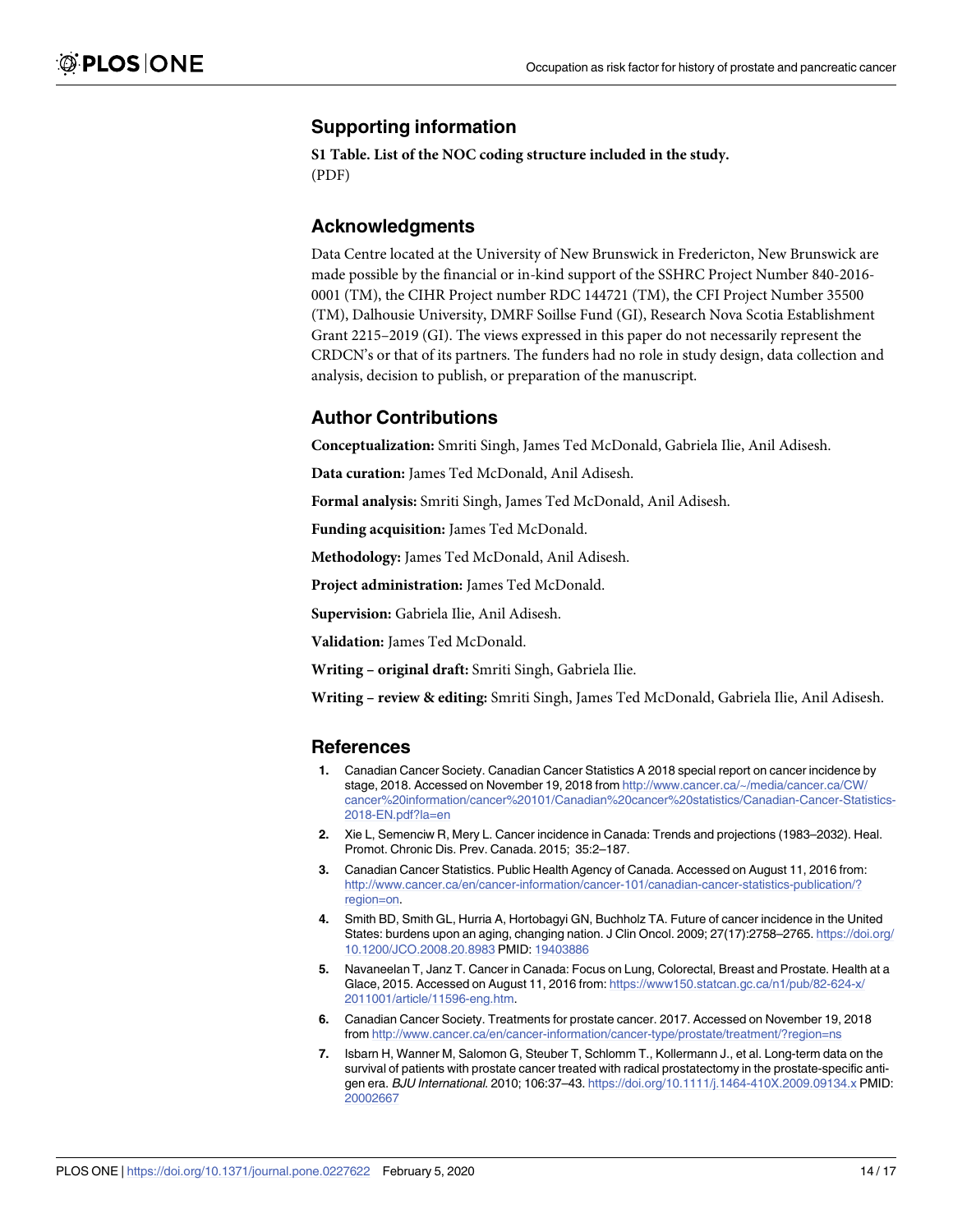## Supporting information

**S1 Table. List of the NOC coding structure included in the study.**
(PDF)

## Acknowledgments

Data Centre located at the University of New Brunswick in Fredericton, New Brunswick are made possible by the financial or in-kind support of the SSHRC Project Number 840-2016-0001 (TM), the CIHR Project number RDC 144721 (TM), the CFI Project Number 35500 (TM), Dalhousie University, DMRF Soillse Fund (GI), Research Nova Scotia Establishment Grant 2215–2019 (GI). The views expressed in this paper do not necessarily represent the CRDCN's or that of its partners. The funders had no role in study design, data collection and analysis, decision to publish, or preparation of the manuscript.

## Author Contributions

**Conceptualization:** Smriti Singh, James Ted McDonald, Gabriela Ilie, Anil Adisesh.

**Data curation:** James Ted McDonald, Anil Adisesh.

**Formal analysis:** Smriti Singh, James Ted McDonald, Anil Adisesh.

**Funding acquisition:** James Ted McDonald.

**Methodology:** James Ted McDonald, Anil Adisesh.

**Project administration:** James Ted McDonald.

**Supervision:** Gabriela Ilie, Anil Adisesh.

**Validation:** James Ted McDonald.

**Writing – original draft:** Smriti Singh, Gabriela Ilie.

**Writing – review & editing:** Smriti Singh, James Ted McDonald, Gabriela Ilie, Anil Adisesh.

## References

1. Canadian Cancer Society. Canadian Cancer Statistics A 2018 special report on cancer incidence by stage, 2018. Accessed on November 19, 2018 from http://www.cancer.ca/~/media/cancer.ca/CW/cancer%20information/cancer%20101/Canadian%20cancer%20statistics/Canadian-Cancer-Statistics-2018-EN.pdf?la=en
2. Xie L, Semenciw R, Mery L. Cancer incidence in Canada: Trends and projections (1983–2032). Heal. Promot. Chronic Dis. Prev. Canada. 2015; 35:2–187.
3. Canadian Cancer Statistics. Public Health Agency of Canada. Accessed on August 11, 2016 from: http://www.cancer.ca/en/cancer-information/cancer-101/canadian-cancer-statistics-publication/?region=on.
4. Smith BD, Smith GL, Hurria A, Hortobagyi GN, Buchholz TA. Future of cancer incidence in the United States: burdens upon an aging, changing nation. J Clin Oncol. 2009; 27(17):2758–2765. https://doi.org/10.1200/JCO.2008.20.8983 PMID: 19403886
5. Navaneelan T, Janz T. Cancer in Canada: Focus on Lung, Colorectal, Breast and Prostate. Health at a Glace, 2015. Accessed on August 11, 2016 from: https://www150.statcan.gc.ca/n1/pub/82-624-x/2011001/article/11596-eng.htm.
6. Canadian Cancer Society. Treatments for prostate cancer. 2017. Accessed on November 19, 2018 from http://www.cancer.ca/en/cancer-information/cancer-type/prostate/treatment/?region=ns
7. Isbarn H, Wanner M, Salomon G, Steuber T, Schlomm T., Kollermann J., et al. Long-term data on the survival of patients with prostate cancer treated with radical prostatectomy in the prostate-specific antigen era. *BJU International*. 2010; 106:37–43. https://doi.org/10.1111/j.1464-410X.2009.09134.x PMID: 20002667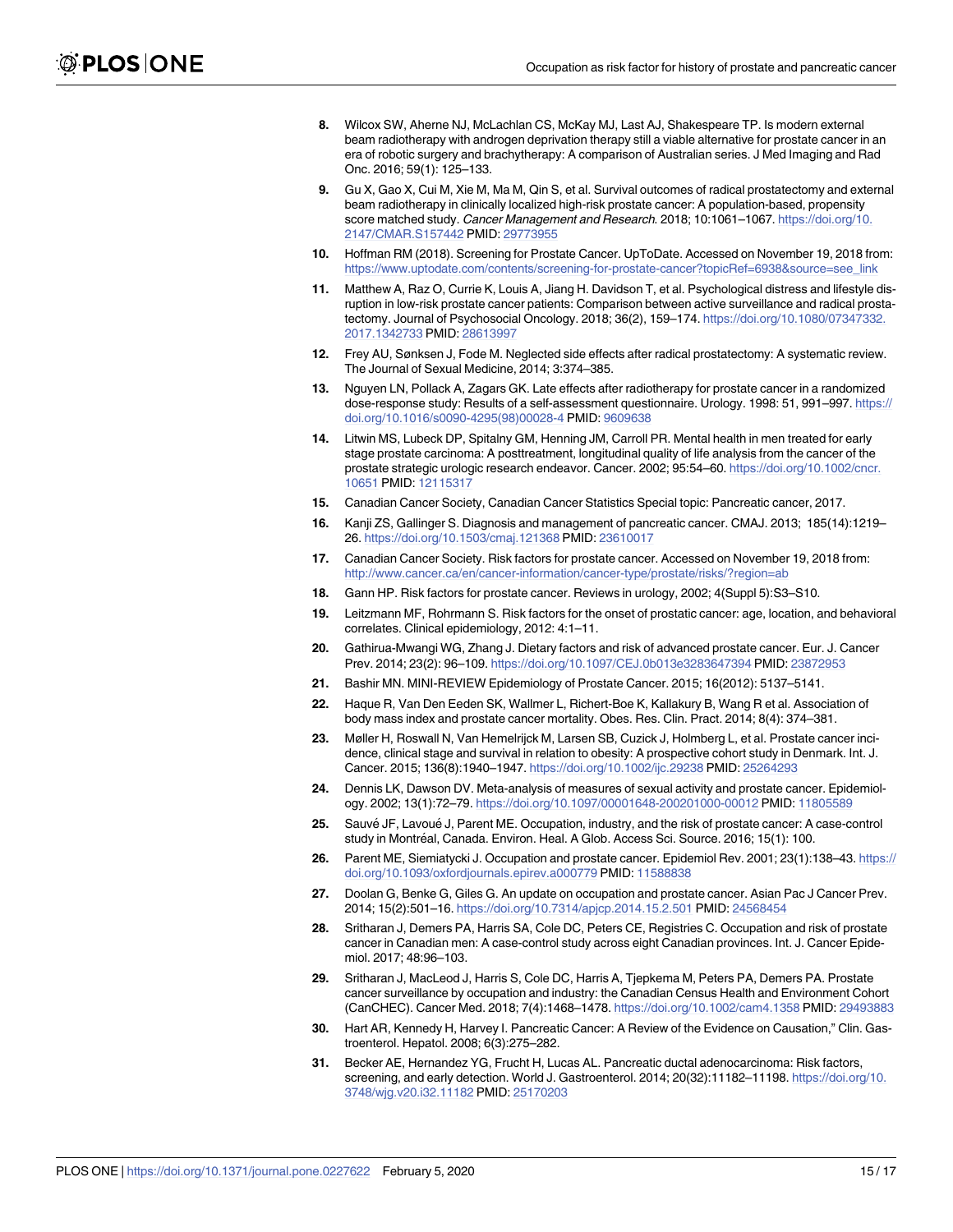8. Wilcox SW, Aherne NJ, McLachlan CS, McKay MJ, Last AJ, Shakespeare TP. Is modern external beam radiotherapy with androgen deprivation therapy still a viable alternative for prostate cancer in an era of robotic surgery and brachytherapy: A comparison of Australian series. J Med Imaging and Rad Onc. 2016; 59(1): 125–133.
9. Gu X, Gao X, Cui M, Xie M, Ma M, Qin S, et al. Survival outcomes of radical prostatectomy and external beam radiotherapy in clinically localized high-risk prostate cancer: A population-based, propensity score matched study. *Cancer Management and Research.* 2018; 10:1061–1067. https://doi.org/10.2147/CMAR.S157442 PMID: 29773955
10. Hoffman RM (2018). Screening for Prostate Cancer. UpToDate. Accessed on November 19, 2018 from: https://www.uptodate.com/contents/screening-for-prostate-cancer?topicRef=6938&source=see_link
11. Matthew A, Raz O, Currie K, Louis A, Jiang H. Davidson T, et al. Psychological distress and lifestyle disruption in low-risk prostate cancer patients: Comparison between active surveillance and radical prostatectomy. Journal of Psychosocial Oncology. 2018; 36(2), 159–174. https://doi.org/10.1080/07347332.2017.1342733 PMID: 28613997
12. Frey AU, Sønksen J, Fode M. Neglected side effects after radical prostatectomy: A systematic review. The Journal of Sexual Medicine, 2014; 3:374–385.
13. Nguyen LN, Pollack A, Zagars GK. Late effects after radiotherapy for prostate cancer in a randomized dose-response study: Results of a self-assessment questionnaire. Urology. 1998: 51, 991–997. https://doi.org/10.1016/s0090-4295(98)00028-4 PMID: 9609638
14. Litwin MS, Lubeck DP, Spitalny GM, Henning JM, Carroll PR. Mental health in men treated for early stage prostate carcinoma: A posttreatment, longitudinal quality of life analysis from the cancer of the prostate strategic urologic research endeavor. Cancer. 2002; 95:54–60. https://doi.org/10.1002/cncr.10651 PMID: 12115317
15. Canadian Cancer Society, Canadian Cancer Statistics Special topic: Pancreatic cancer, 2017.
16. Kanji ZS, Gallinger S. Diagnosis and management of pancreatic cancer. CMAJ. 2013; 185(14):1219–26. https://doi.org/10.1503/cmaj.121368 PMID: 23610017
17. Canadian Cancer Society. Risk factors for prostate cancer. Accessed on November 19, 2018 from: http://www.cancer.ca/en/cancer-information/cancer-type/prostate/risks/?region=ab
18. Gann HP. Risk factors for prostate cancer. Reviews in urology, 2002; 4(Suppl 5):S3–S10.
19. Leitzmann MF, Rohrmann S. Risk factors for the onset of prostatic cancer: age, location, and behavioral correlates. Clinical epidemiology, 2012: 4:1–11.
20. Gathirua-Mwangi WG, Zhang J. Dietary factors and risk of advanced prostate cancer. Eur. J. Cancer Prev. 2014; 23(2): 96–109. https://doi.org/10.1097/CEJ.0b013e3283647394 PMID: 23872953
21. Bashir MN. MINI-REVIEW Epidemiology of Prostate Cancer. 2015; 16(2012): 5137–5141.
22. Haque R, Van Den Eeden SK, Wallmer L, Richert-Boe K, Kallakury B, Wang R et al. Association of body mass index and prostate cancer mortality. Obes. Res. Clin. Pract. 2014; 8(4): 374–381.
23. Møller H, Roswall N, Van Hemelrijck M, Larsen SB, Cuzick J, Holmberg L, et al. Prostate cancer incidence, clinical stage and survival in relation to obesity: A prospective cohort study in Denmark. Int. J. Cancer. 2015; 136(8):1940–1947. https://doi.org/10.1002/ijc.29238 PMID: 25264293
24. Dennis LK, Dawson DV. Meta-analysis of measures of sexual activity and prostate cancer. Epidemiology. 2002; 13(1):72–79. https://doi.org/10.1097/00001648-200201000-00012 PMID: 11805589
25. Sauvé JF, Lavoué J, Parent ME. Occupation, industry, and the risk of prostate cancer: A case-control study in Montréal, Canada. Environ. Heal. A Glob. Access Sci. Source. 2016; 15(1): 100.
26. Parent ME, Siemiatycki J. Occupation and prostate cancer. Epidemiol Rev. 2001; 23(1):138–43. https://doi.org/10.1093/oxfordjournals.epirev.a000779 PMID: 11588838
27. Doolan G, Benke G, Giles G. An update on occupation and prostate cancer. Asian Pac J Cancer Prev. 2014; 15(2):501–16. https://doi.org/10.7314/apjcp.2014.15.2.501 PMID: 24568454
28. Sritharan J, Demers PA, Harris SA, Cole DC, Peters CE, Registries C. Occupation and risk of prostate cancer in Canadian men: A case-control study across eight Canadian provinces. Int. J. Cancer Epidemiol. 2017; 48:96–103.
29. Sritharan J, MacLeod J, Harris S, Cole DC, Harris A, Tjepkema M, Peters PA, Demers PA. Prostate cancer surveillance by occupation and industry: the Canadian Census Health and Environment Cohort (CanCHEC). Cancer Med. 2018; 7(4):1468–1478. https://doi.org/10.1002/cam4.1358 PMID: 29493883
30. Hart AR, Kennedy H, Harvey I. Pancreatic Cancer: A Review of the Evidence on Causation," Clin. Gastroenterol. Hepatol. 2008; 6(3):275–282.
31. Becker AE, Hernandez YG, Frucht H, Lucas AL. Pancreatic ductal adenocarcinoma: Risk factors, screening, and early detection. World J. Gastroenterol. 2014; 20(32):11182–11198. https://doi.org/10.3748/wjg.v20.i32.11182 PMID: 25170203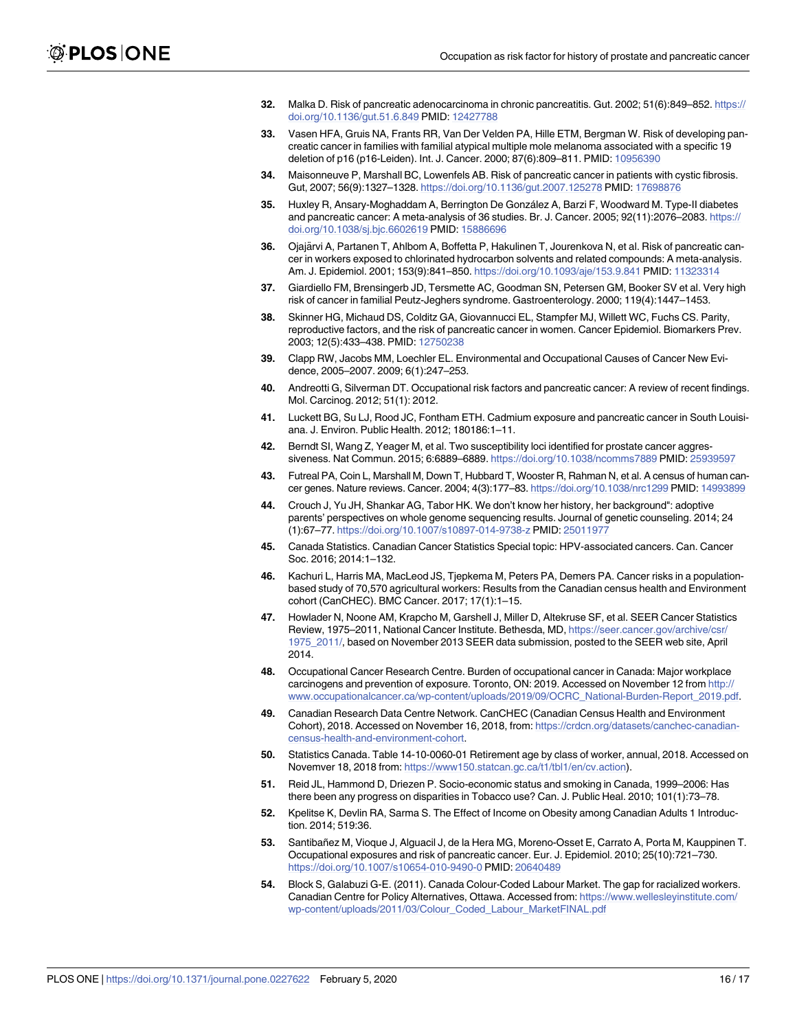32. Malka D. Risk of pancreatic adenocarcinoma in chronic pancreatitis. Gut. 2002; 51(6):849–852. https://doi.org/10.1136/gut.51.6.849 PMID: 12427788

33. Vasen HFA, Gruis NA, Frants RR, Van Der Velden PA, Hille ETM, Bergman W. Risk of developing pancreatic cancer in families with familial atypical multiple mole melanoma associated with a specific 19 deletion of p16 (p16-Leiden). Int. J. Cancer. 2000; 87(6):809–811. PMID: 10956390

34. Maisonneuve P, Marshall BC, Lowenfels AB. Risk of pancreatic cancer in patients with cystic fibrosis. Gut, 2007; 56(9):1327–1328. https://doi.org/10.1136/gut.2007.125278 PMID: 17698876

35. Huxley R, Ansary-Moghaddam A, Berrington De González A, Barzi F, Woodward M. Type-II diabetes and pancreatic cancer: A meta-analysis of 36 studies. Br. J. Cancer. 2005; 92(11):2076–2083. https://doi.org/10.1038/sj.bjc.6602619 PMID: 15886696

36. Ojajärvi A, Partanen T, Ahlbom A, Boffetta P, Hakulinen T, Jourenkova N, et al. Risk of pancreatic cancer in workers exposed to chlorinated hydrocarbon solvents and related compounds: A meta-analysis. Am. J. Epidemiol. 2001; 153(9):841–850. https://doi.org/10.1093/aje/153.9.841 PMID: 11323314

37. Giardiello FM, Brensingerb JD, Tersmette AC, Goodman SN, Petersen GM, Booker SV et al. Very high risk of cancer in familial Peutz-Jeghers syndrome. Gastroenterology. 2000; 119(4):1447–1453.

38. Skinner HG, Michaud DS, Colditz GA, Giovannucci EL, Stampfer MJ, Willett WC, Fuchs CS. Parity, reproductive factors, and the risk of pancreatic cancer in women. Cancer Epidemiol. Biomarkers Prev. 2003; 12(5):433–438. PMID: 12750238

39. Clapp RW, Jacobs MM, Loechler EL. Environmental and Occupational Causes of Cancer New Evidence, 2005–2007. 2009; 6(1):247–253.

40. Andreotti G, Silverman DT. Occupational risk factors and pancreatic cancer: A review of recent findings. Mol. Carcinog. 2012; 51(1): 2012.

41. Luckett BG, Su LJ, Rood JC, Fontham ETH. Cadmium exposure and pancreatic cancer in South Louisiana. J. Environ. Public Health. 2012; 180186:1–11.

42. Berndt SI, Wang Z, Yeager M, et al. Two susceptibility loci identified for prostate cancer aggressiveness. Nat Commun. 2015; 6:6889–6889. https://doi.org/10.1038/ncomms7889 PMID: 25939597

43. Futreal PA, Coin L, Marshall M, Down T, Hubbard T, Wooster R, Rahman N, et al. A census of human cancer genes. Nature reviews. Cancer. 2004; 4(3):177–83. https://doi.org/10.1038/nrc1299 PMID: 14993899

44. Crouch J, Yu JH, Shankar AG, Tabor HK. We don't know her history, her background": adoptive parents' perspectives on whole genome sequencing results. Journal of genetic counseling. 2014; 24 (1):67–77. https://doi.org/10.1007/s10897-014-9738-z PMID: 25011977

45. Canada Statistics. Canadian Cancer Statistics Special topic: HPV-associated cancers. Can. Cancer Soc. 2016; 2014:1–132.

46. Kachuri L, Harris MA, MacLeod JS, Tjepkema M, Peters PA, Demers PA. Cancer risks in a population-based study of 70,570 agricultural workers: Results from the Canadian census health and Environment cohort (CanCHEC). BMC Cancer. 2017; 17(1):1–15.

47. Howlader N, Noone AM, Krapcho M, Garshell J, Miller D, Altekruse SF, et al. SEER Cancer Statistics Review, 1975–2011, National Cancer Institute. Bethesda, MD, https://seer.cancer.gov/archive/csr/1975_2011/, based on November 2013 SEER data submission, posted to the SEER web site, April 2014.

48. Occupational Cancer Research Centre. Burden of occupational cancer in Canada: Major workplace carcinogens and prevention of exposure. Toronto, ON: 2019. Accessed on November 12 from http://www.occupationalcancer.ca/wp-content/uploads/2019/09/OCRC_National-Burden-Report_2019.pdf.

49. Canadian Research Data Centre Network. CanCHEC (Canadian Census Health and Environment Cohort), 2018. Accessed on November 16, 2018, from: https://crdcn.org/datasets/canchec-canadian-census-health-and-environment-cohort.

50. Statistics Canada. Table 14-10-0060-01 Retirement age by class of worker, annual, 2018. Accessed on Novemver 18, 2018 from: https://www150.statcan.gc.ca/t1/tbl1/en/cv.action).

51. Reid JL, Hammond D, Driezen P. Socio-economic status and smoking in Canada, 1999–2006: Has there been any progress on disparities in Tobacco use? Can. J. Public Heal. 2010; 101(1):73–78.

52. Kpelitse K, Devlin RA, Sarma S. The Effect of Income on Obesity among Canadian Adults 1 Introduction. 2014; 519:36.

53. Santibañez M, Vioque J, Alguacil J, de la Hera MG, Moreno-Osset E, Carrato A, Porta M, Kauppinen T. Occupational exposures and risk of pancreatic cancer. Eur. J. Epidemiol. 2010; 25(10):721–730. https://doi.org/10.1007/s10654-010-9490-0 PMID: 20640489

54. Block S, Galabuzi G-E. (2011). Canada Colour-Coded Labour Market. The gap for racialized workers. Canadian Centre for Policy Alternatives, Ottawa. Accessed from: https://www.wellesleyinstitute.com/wp-content/uploads/2011/03/Colour_Coded_Labour_MarketFINAL.pdf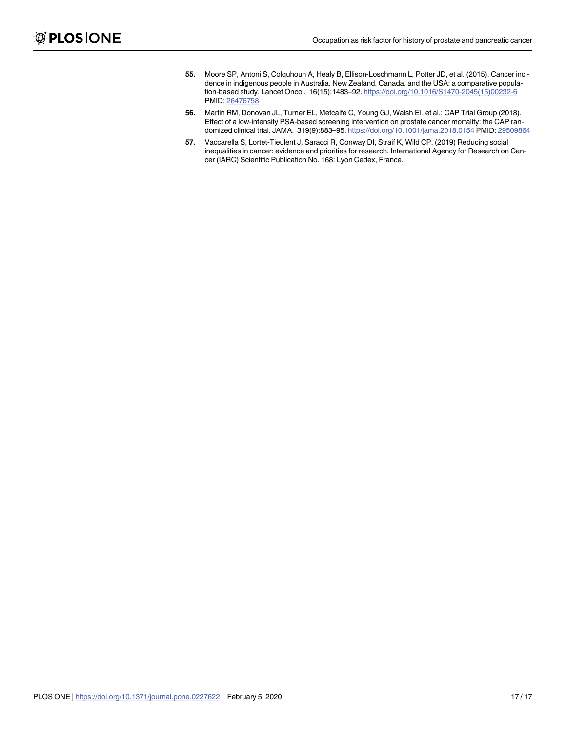55. Moore SP, Antoni S, Colquhoun A, Healy B, Ellison-Loschmann L, Potter JD, et al. (2015). Cancer incidence in indigenous people in Australia, New Zealand, Canada, and the USA: a comparative population-based study. Lancet Oncol. 16(15):1483–92. https://doi.org/10.1016/S1470-2045(15)00232-6 PMID: 26476758

56. Martin RM, Donovan JL, Turner EL, Metcalfe C, Young GJ, Walsh EI, et al.; CAP Trial Group (2018). Effect of a low-intensity PSA-based screening intervention on prostate cancer mortality: the CAP randomized clinical trial. JAMA. 319(9):883–95. https://doi.org/10.1001/jama.2018.0154 PMID: 29509864

57. Vaccarella S, Lortet-Tieulent J, Saracci R, Conway DI, Straif K, Wild CP. (2019) Reducing social inequalities in cancer: evidence and priorities for research. International Agency for Research on Cancer (IARC) Scientific Publication No. 168: Lyon Cedex, France.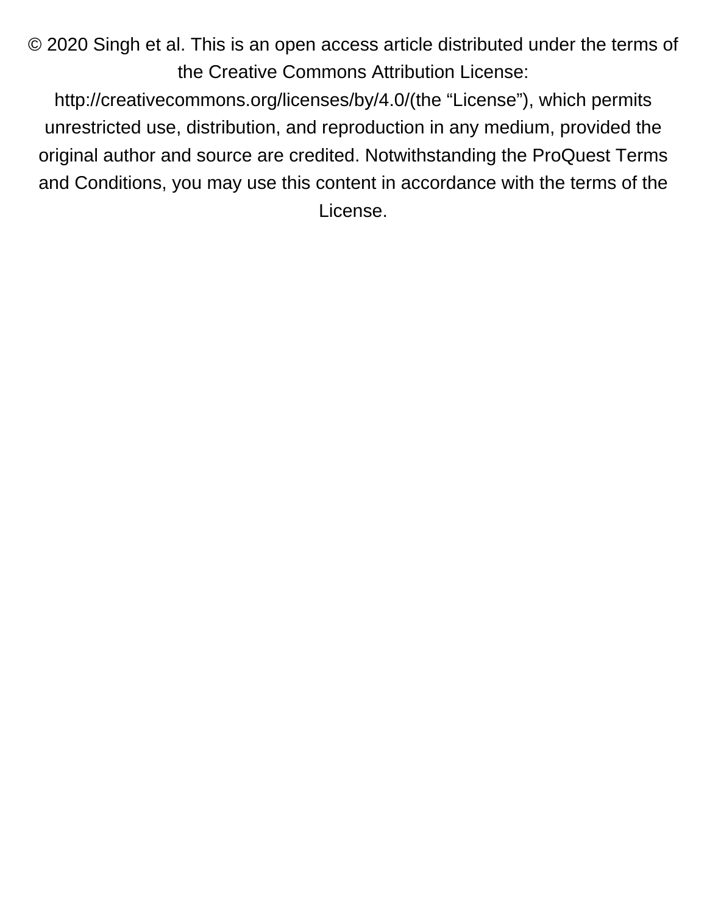© 2020 Singh et al. This is an open access article distributed under the terms of the Creative Commons Attribution License: http://creativecommons.org/licenses/by/4.0/(the "License"), which permits unrestricted use, distribution, and reproduction in any medium, provided the original author and source are credited. Notwithstanding the ProQuest Terms and Conditions, you may use this content in accordance with the terms of the License.